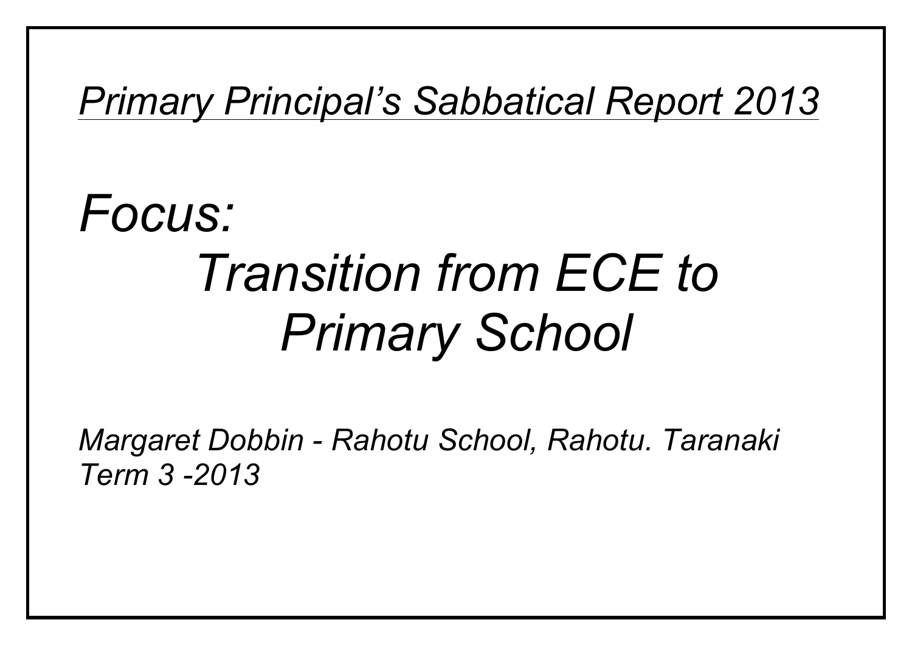*Primary Principal's Sabbatical Report 2013*

# *Focus:*
# *Transition from ECE to Primary School*

*Margaret Dobbin - Rahotu School, Rahotu. Taranaki*
*Term 3 -2013*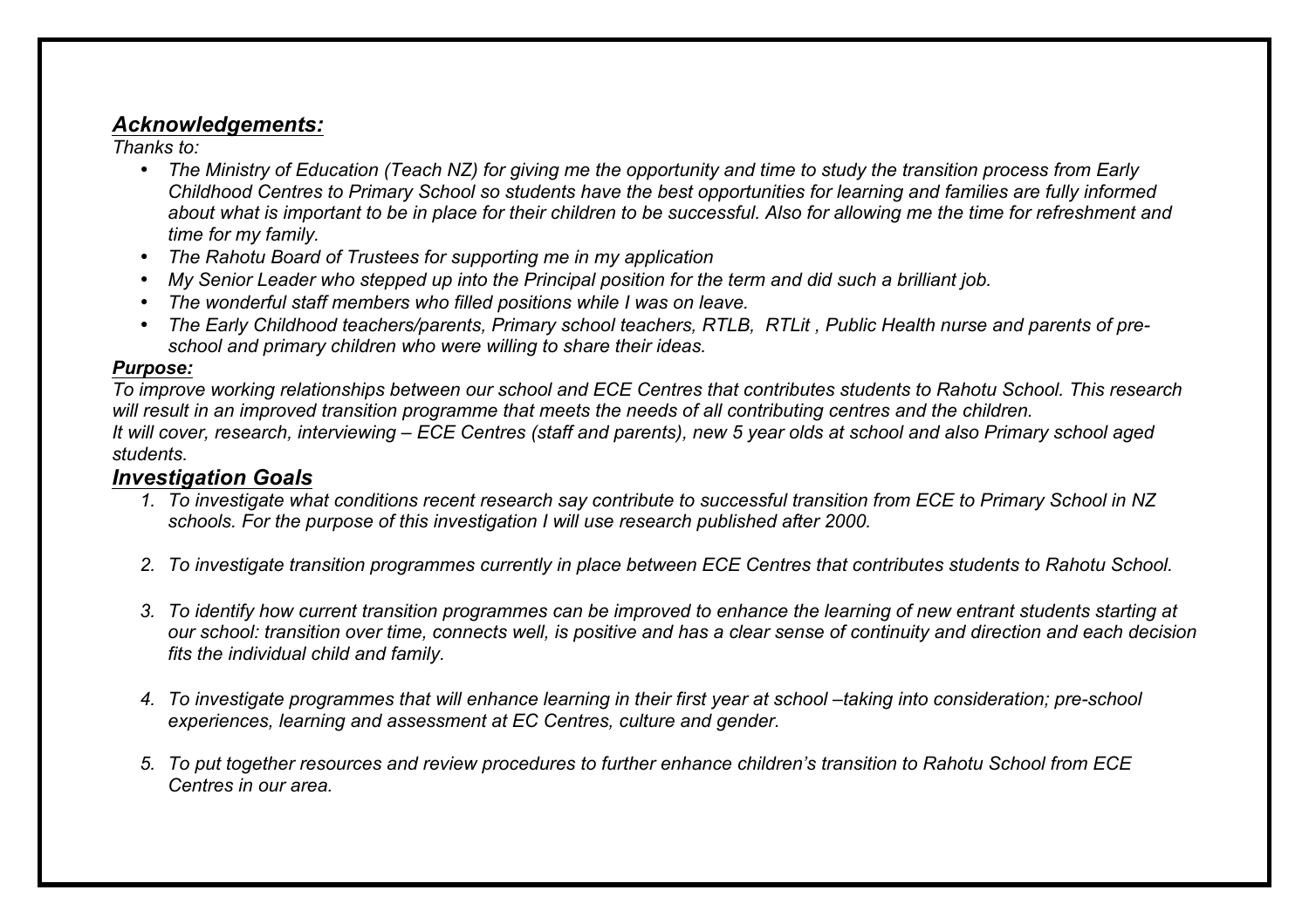## *Acknowledgements:*

*Thanks to:*

- *The Ministry of Education (Teach NZ) for giving me the opportunity and time to study the transition process from Early Childhood Centres to Primary School so students have the best opportunities for learning and families are fully informed about what is important to be in place for their children to be successful. Also for allowing me the time for refreshment and time for my family.*
- *The Rahotu Board of Trustees for supporting me in my application*
- *My Senior Leader who stepped up into the Principal position for the term and did such a brilliant job.*
- *The wonderful staff members who filled positions while I was on leave.*
- *The Early Childhood teachers/parents, Primary school teachers, RTLB, RTLit , Public Health nurse and parents of pre-school and primary children who were willing to share their ideas.*

### *Purpose:*

*To improve working relationships between our school and ECE Centres that contributes students to Rahotu School. This research will result in an improved transition programme that meets the needs of all contributing centres and the children.*
*It will cover, research, interviewing – ECE Centres (staff and parents), new 5 year olds at school and also Primary school aged students.*

## *Investigation Goals*

1. *To investigate what conditions recent research say contribute to successful transition from ECE to Primary School in NZ schools. For the purpose of this investigation I will use research published after 2000.*

2. *To investigate transition programmes currently in place between ECE Centres that contributes students to Rahotu School.*

3. *To identify how current transition programmes can be improved to enhance the learning of new entrant students starting at our school: transition over time, connects well, is positive and has a clear sense of continuity and direction and each decision fits the individual child and family.*

4. *To investigate programmes that will enhance learning in their first year at school –taking into consideration; pre-school experiences, learning and assessment at EC Centres, culture and gender.*

5. *To put together resources and review procedures to further enhance children's transition to Rahotu School from ECE Centres in our area.*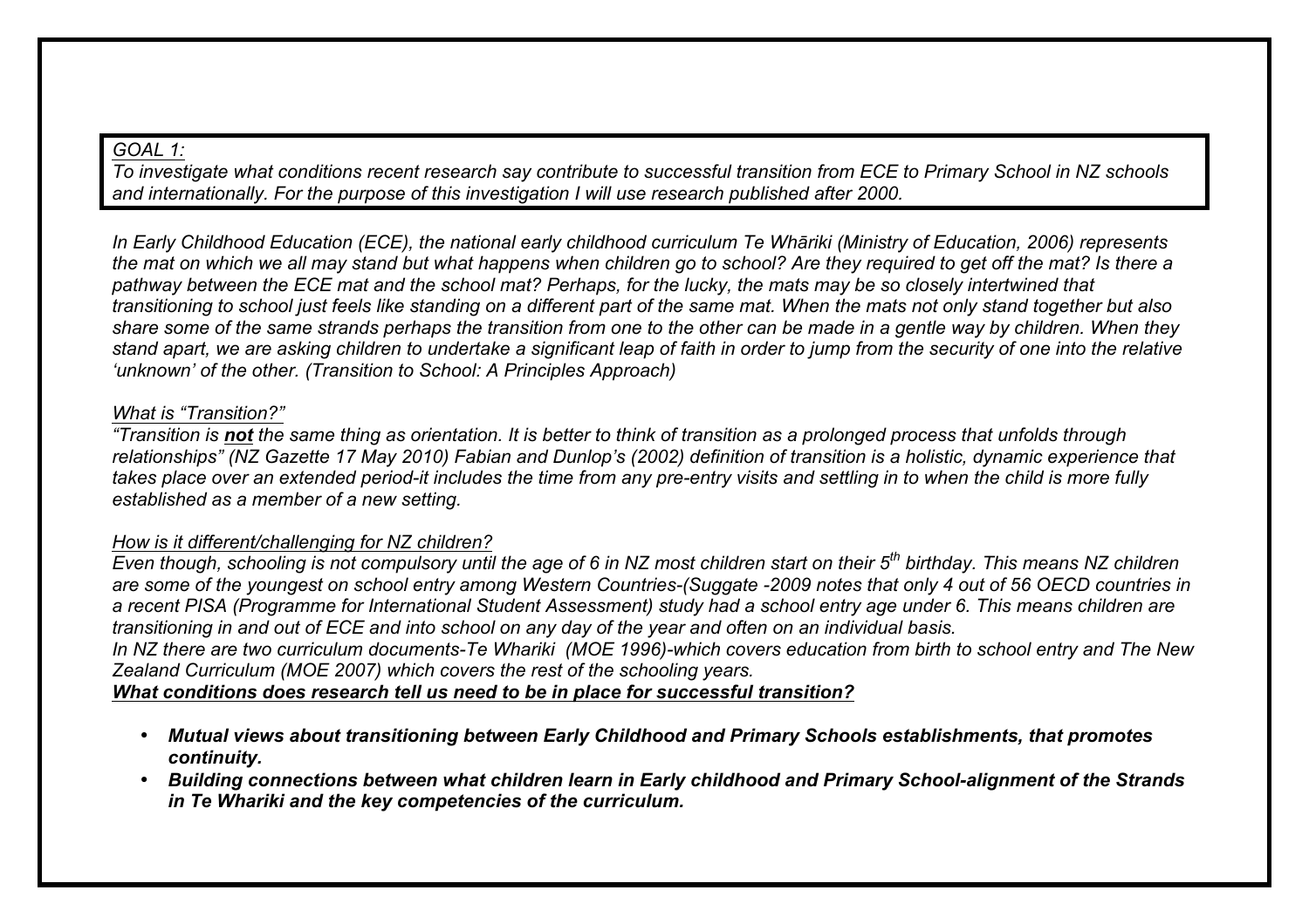*GOAL 1:*
*To investigate what conditions recent research say contribute to successful transition from ECE to Primary School in NZ schools and internationally. For the purpose of this investigation I will use research published after 2000.*

*In Early Childhood Education (ECE), the national early childhood curriculum Te Whāriki (Ministry of Education, 2006) represents the mat on which we all may stand but what happens when children go to school? Are they required to get off the mat? Is there a pathway between the ECE mat and the school mat? Perhaps, for the lucky, the mats may be so closely intertwined that transitioning to school just feels like standing on a different part of the same mat. When the mats not only stand together but also share some of the same strands perhaps the transition from one to the other can be made in a gentle way by children. When they stand apart, we are asking children to undertake a significant leap of faith in order to jump from the security of one into the relative 'unknown' of the other. (Transition to School: A Principles Approach)*

*What is "Transition?"*
*"Transition is **not** the same thing as orientation. It is better to think of transition as a prolonged process that unfolds through relationships" (NZ Gazette 17 May 2010) Fabian and Dunlop's (2002) definition of transition is a holistic, dynamic experience that takes place over an extended period-it includes the time from any pre-entry visits and settling in to when the child is more fully established as a member of a new setting.*

*How is it different/challenging for NZ children?*
*Even though, schooling is not compulsory until the age of 6 in NZ most children start on their 5th birthday. This means NZ children are some of the youngest on school entry among Western Countries-(Suggate -2009 notes that only 4 out of 56 OECD countries in a recent PISA (Programme for International Student Assessment) study had a school entry age under 6. This means children are transitioning in and out of ECE and into school on any day of the year and often on an individual basis.*
*In NZ there are two curriculum documents-Te Whariki (MOE 1996)-which covers education from birth to school entry and The New Zealand Curriculum (MOE 2007) which covers the rest of the schooling years.*
***What conditions does research tell us need to be in place for successful transition?***

- ***Mutual views about transitioning between Early Childhood and Primary Schools establishments, that promotes continuity.***
- ***Building connections between what children learn in Early childhood and Primary School-alignment of the Strands in Te Whariki and the key competencies of the curriculum.***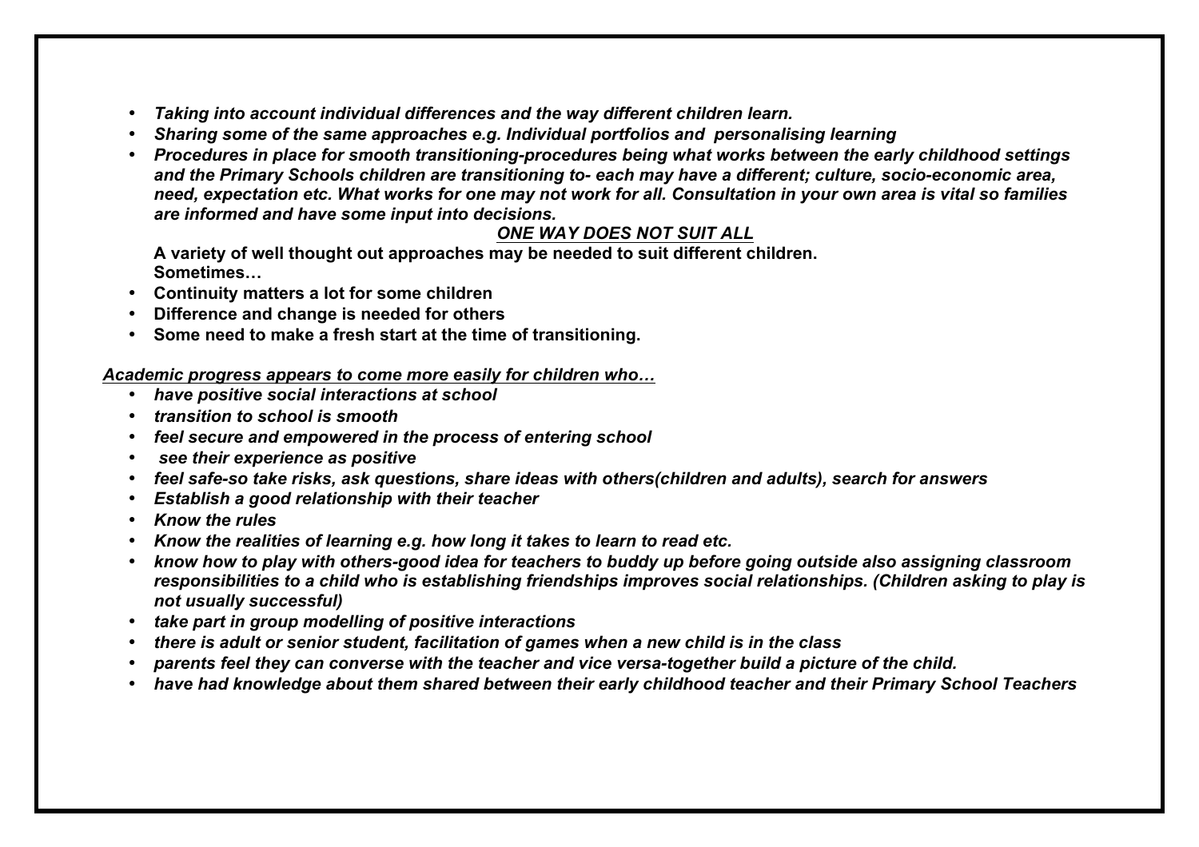- ***Taking into account individual differences and the way different children learn.***
- ***Sharing some of the same approaches e.g. Individual portfolios and personalising learning***
- ***Procedures in place for smooth transitioning-procedures being what works between the early childhood settings and the Primary Schools children are transitioning to- each may have a different; culture, socio-economic area, need, expectation etc. What works for one may not work for all. Consultation in your own area is vital so families are informed and have some input into decisions.***

  ***<u>ONE WAY DOES NOT SUIT ALL</u>***

  **A variety of well thought out approaches may be needed to suit different children.**
  **Sometimes…**
- **Continuity matters a lot for some children**
- **Difference and change is needed for others**
- **Some need to make a fresh start at the time of transitioning.**

***<u>Academic progress appears to come more easily for children who…</u>***

- ***have positive social interactions at school***
- ***transition to school is smooth***
- ***feel secure and empowered in the process of entering school***
- ***see their experience as positive***
- ***feel safe-so take risks, ask questions, share ideas with others(children and adults), search for answers***
- ***Establish a good relationship with their teacher***
- ***Know the rules***
- ***Know the realities of learning e.g. how long it takes to learn to read etc.***
- ***know how to play with others-good idea for teachers to buddy up before going outside also assigning classroom responsibilities to a child who is establishing friendships improves social relationships. (Children asking to play is not usually successful)***
- ***take part in group modelling of positive interactions***
- ***there is adult or senior student, facilitation of games when a new child is in the class***
- ***parents feel they can converse with the teacher and vice versa-together build a picture of the child.***
- ***have had knowledge about them shared between their early childhood teacher and their Primary School Teachers***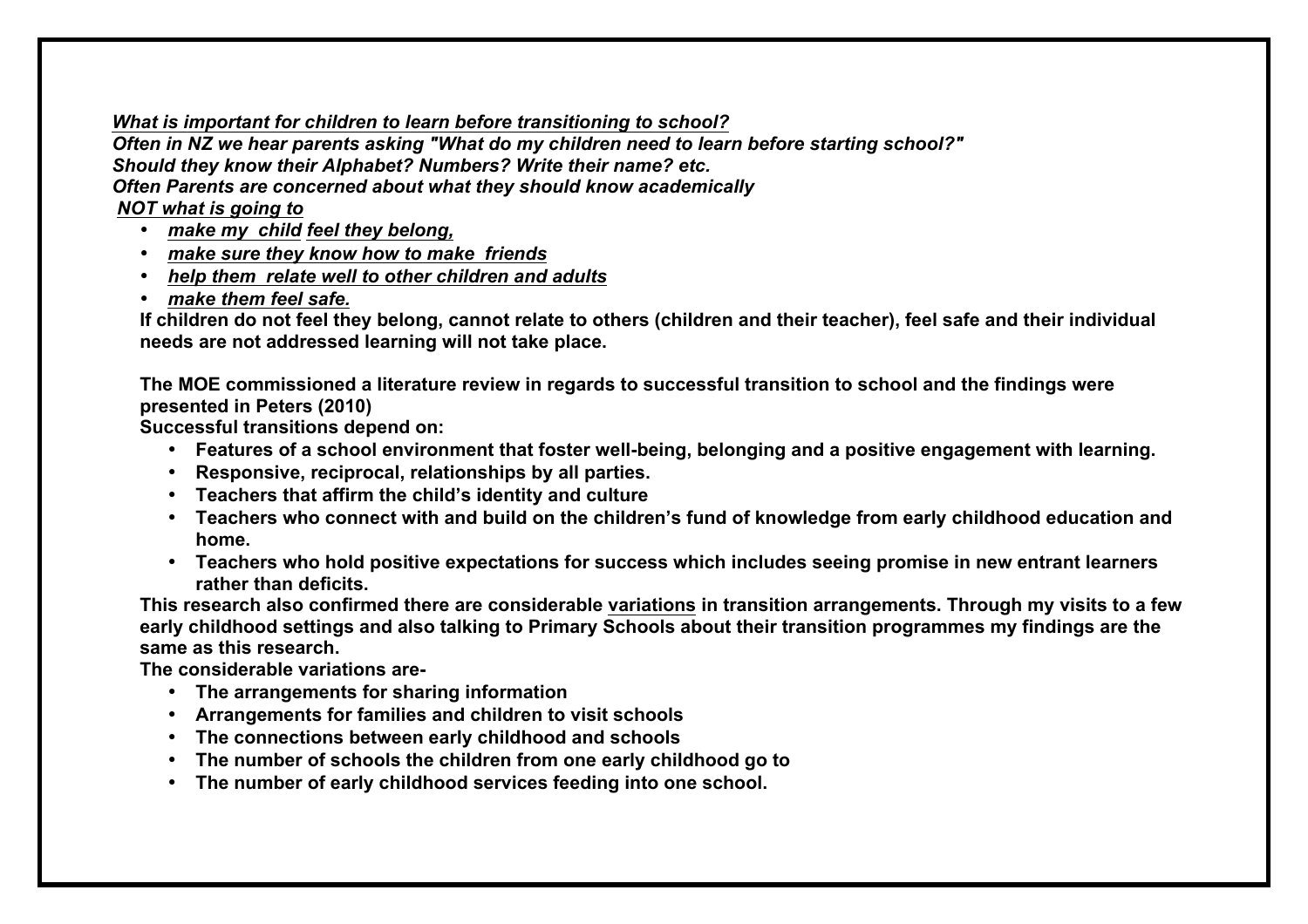***What is important for children to learn before transitioning to school?***
***Often in NZ we hear parents asking "What do my children need to learn before starting school?"***
***Should they know their Alphabet? Numbers? Write their name? etc.***
***Often Parents are concerned about what they should know academically***
***NOT what is going to***

- ***make my child feel they belong,***
- ***make sure they know how to make friends***
- ***help them relate well to other children and adults***
- ***make them feel safe.***

**If children do not feel they belong, cannot relate to others (children and their teacher), feel safe and their individual needs are not addressed learning will not take place.**

**The MOE commissioned a literature review in regards to successful transition to school and the findings were presented in Peters (2010)**
**Successful transitions depend on:**

- **Features of a school environment that foster well-being, belonging and a positive engagement with learning.**
- **Responsive, reciprocal, relationships by all parties.**
- **Teachers that affirm the child's identity and culture**
- **Teachers who connect with and build on the children's fund of knowledge from early childhood education and home.**
- **Teachers who hold positive expectations for success which includes seeing promise in new entrant learners rather than deficits.**

**This research also confirmed there are considerable variations in transition arrangements. Through my visits to a few early childhood settings and also talking to Primary Schools about their transition programmes my findings are the same as this research.**
**The considerable variations are-**

- **The arrangements for sharing information**
- **Arrangements for families and children to visit schools**
- **The connections between early childhood and schools**
- **The number of schools the children from one early childhood go to**
- **The number of early childhood services feeding into one school.**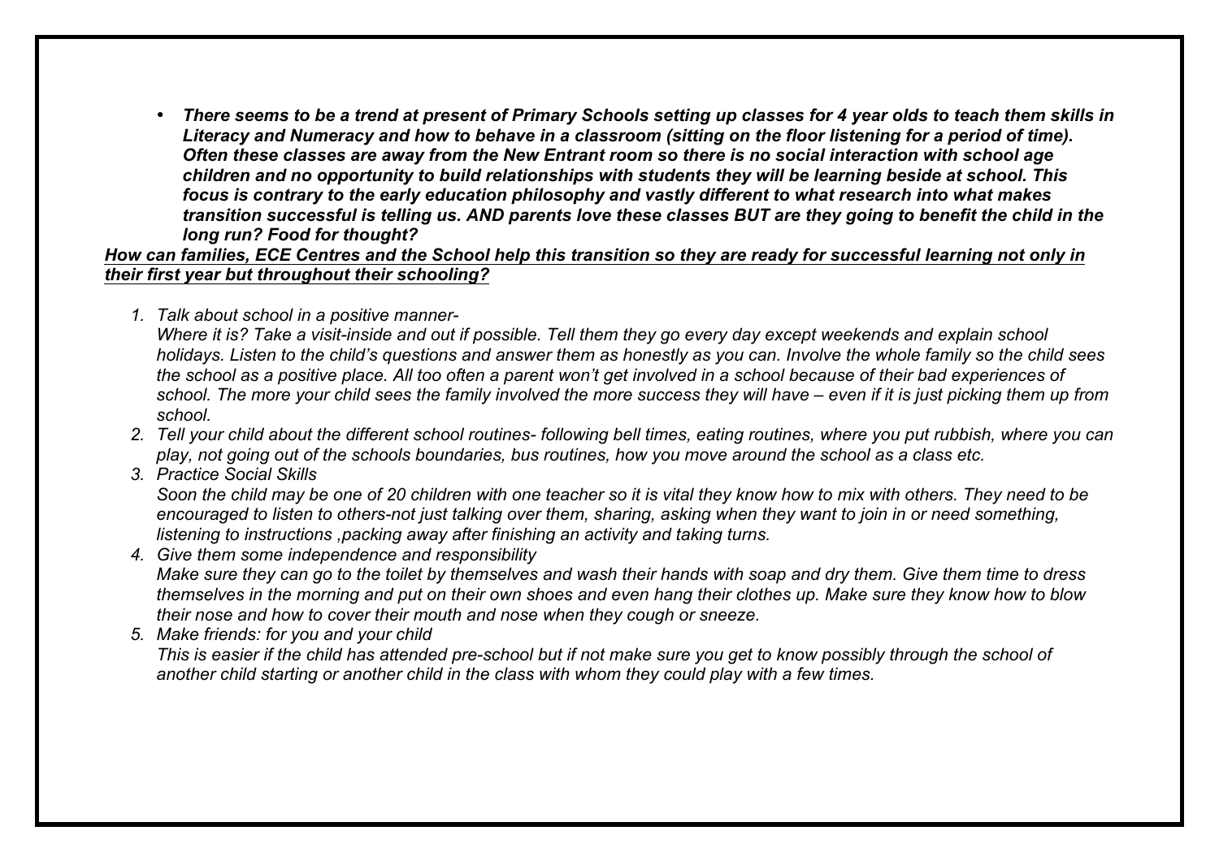- ***There seems to be a trend at present of Primary Schools setting up classes for 4 year olds to teach them skills in Literacy and Numeracy and how to behave in a classroom (sitting on the floor listening for a period of time). Often these classes are away from the New Entrant room so there is no social interaction with school age children and no opportunity to build relationships with students they will be learning beside at school. This focus is contrary to the early education philosophy and vastly different to what research into what makes transition successful is telling us. AND parents love these classes BUT are they going to benefit the child in the long run? Food for thought?***

***<u>How can families, ECE Centres and the School help this transition so they are ready for successful learning not only in their first year but throughout their schooling?</u>***

1. *Talk about school in a positive manner-*
   *Where it is? Take a visit-inside and out if possible. Tell them they go every day except weekends and explain school holidays. Listen to the child's questions and answer them as honestly as you can. Involve the whole family so the child sees the school as a positive place. All too often a parent won't get involved in a school because of their bad experiences of school. The more your child sees the family involved the more success they will have – even if it is just picking them up from school.*
2. *Tell your child about the different school routines- following bell times, eating routines, where you put rubbish, where you can play, not going out of the schools boundaries, bus routines, how you move around the school as a class etc.*
3. *Practice Social Skills*
   *Soon the child may be one of 20 children with one teacher so it is vital they know how to mix with others. They need to be encouraged to listen to others-not just talking over them, sharing, asking when they want to join in or need something, listening to instructions ,packing away after finishing an activity and taking turns.*
4. *Give them some independence and responsibility*
   *Make sure they can go to the toilet by themselves and wash their hands with soap and dry them. Give them time to dress themselves in the morning and put on their own shoes and even hang their clothes up. Make sure they know how to blow their nose and how to cover their mouth and nose when they cough or sneeze.*
5. *Make friends: for you and your child*
   *This is easier if the child has attended pre-school but if not make sure you get to know possibly through the school of another child starting or another child in the class with whom they could play with a few times.*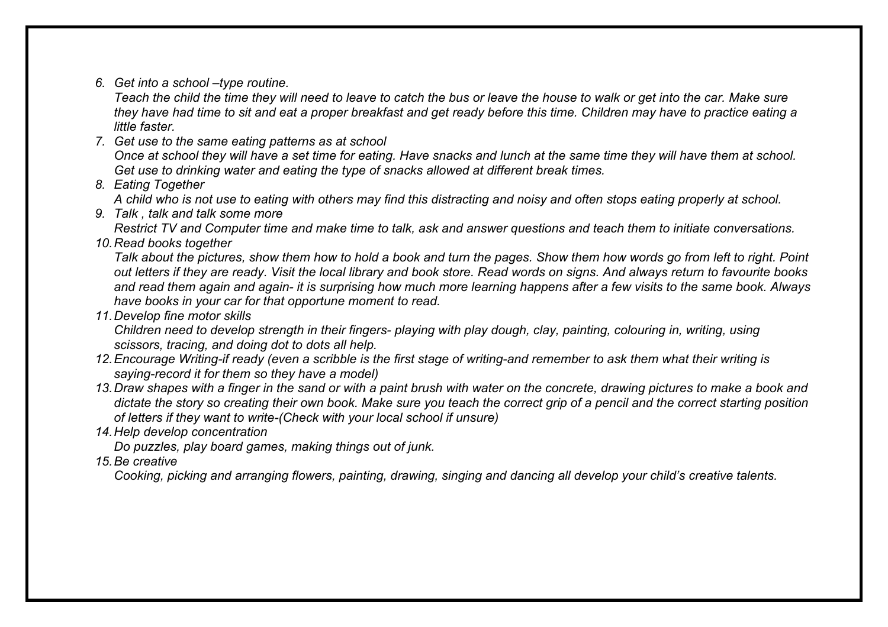6. *Get into a school –type routine.*
   *Teach the child the time they will need to leave to catch the bus or leave the house to walk or get into the car. Make sure they have had time to sit and eat a proper breakfast and get ready before this time. Children may have to practice eating a little faster.*
7. *Get use to the same eating patterns as at school*
   *Once at school they will have a set time for eating. Have snacks and lunch at the same time they will have them at school. Get use to drinking water and eating the type of snacks allowed at different break times.*
8. *Eating Together*
   *A child who is not use to eating with others may find this distracting and noisy and often stops eating properly at school.*
9. *Talk , talk and talk some more*
   *Restrict TV and Computer time and make time to talk, ask and answer questions and teach them to initiate conversations.*
10. *Read books together*
    *Talk about the pictures, show them how to hold a book and turn the pages. Show them how words go from left to right. Point out letters if they are ready. Visit the local library and book store. Read words on signs. And always return to favourite books and read them again and again- it is surprising how much more learning happens after a few visits to the same book. Always have books in your car for that opportune moment to read.*
11. *Develop fine motor skills*
    *Children need to develop strength in their fingers- playing with play dough, clay, painting, colouring in, writing, using scissors, tracing, and doing dot to dots all help.*
12. *Encourage Writing-if ready (even a scribble is the first stage of writing-and remember to ask them what their writing is saying-record it for them so they have a model)*
13. *Draw shapes with a finger in the sand or with a paint brush with water on the concrete, drawing pictures to make a book and dictate the story so creating their own book. Make sure you teach the correct grip of a pencil and the correct starting position of letters if they want to write-(Check with your local school if unsure)*
14. *Help develop concentration*
    *Do puzzles, play board games, making things out of junk.*
15. *Be creative*
    *Cooking, picking and arranging flowers, painting, drawing, singing and dancing all develop your child's creative talents.*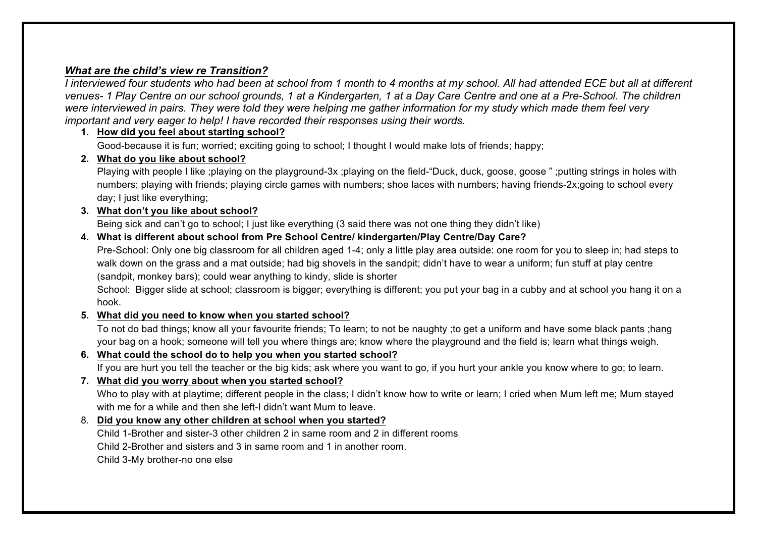***What are the child's view re Transition?***

*I interviewed four students who had been at school from 1 month to 4 months at my school. All had attended ECE but all at different venues- 1 Play Centre on our school grounds, 1 at a Kindergarten, 1 at a Day Care Centre and one at a Pre-School. The children were interviewed in pairs. They were told they were helping me gather information for my study which made them feel very important and very eager to help! I have recorded their responses using their words.*

1. **How did you feel about starting school?**
   Good-because it is fun; worried; exciting going to school; I thought I would make lots of friends; happy;
2. **What do you like about school?**
   Playing with people I like ;playing on the playground-3x ;playing on the field-"Duck, duck, goose, goose " ;putting strings in holes with numbers; playing with friends; playing circle games with numbers; shoe laces with numbers; having friends-2x;going to school every day; I just like everything;
3. **What don't you like about school?**
   Being sick and can't go to school; I just like everything (3 said there was not one thing they didn't like)
4. **What is different about school from Pre School Centre/ kindergarten/Play Centre/Day Care?**
   Pre-School: Only one big classroom for all children aged 1-4; only a little play area outside: one room for you to sleep in; had steps to walk down on the grass and a mat outside; had big shovels in the sandpit; didn't have to wear a uniform; fun stuff at play centre (sandpit, monkey bars); could wear anything to kindy, slide is shorter
   School: Bigger slide at school; classroom is bigger; everything is different; you put your bag in a cubby and at school you hang it on a hook.
5. **What did you need to know when you started school?**
   To not do bad things; know all your favourite friends; To learn; to not be naughty ;to get a uniform and have some black pants ;hang your bag on a hook; someone will tell you where things are; know where the playground and the field is; learn what things weigh.
6. **What could the school do to help you when you started school?**
   If you are hurt you tell the teacher or the big kids; ask where you want to go, if you hurt your ankle you know where to go; to learn.
7. **What did you worry about when you started school?**
   Who to play with at playtime; different people in the class; I didn't know how to write or learn; I cried when Mum left me; Mum stayed with me for a while and then she left-I didn't want Mum to leave.
8. **Did you know any other children at school when you started?**
   Child 1-Brother and sister-3 other children 2 in same room and 2 in different rooms
   Child 2-Brother and sisters and 3 in same room and 1 in another room.
   Child 3-My brother-no one else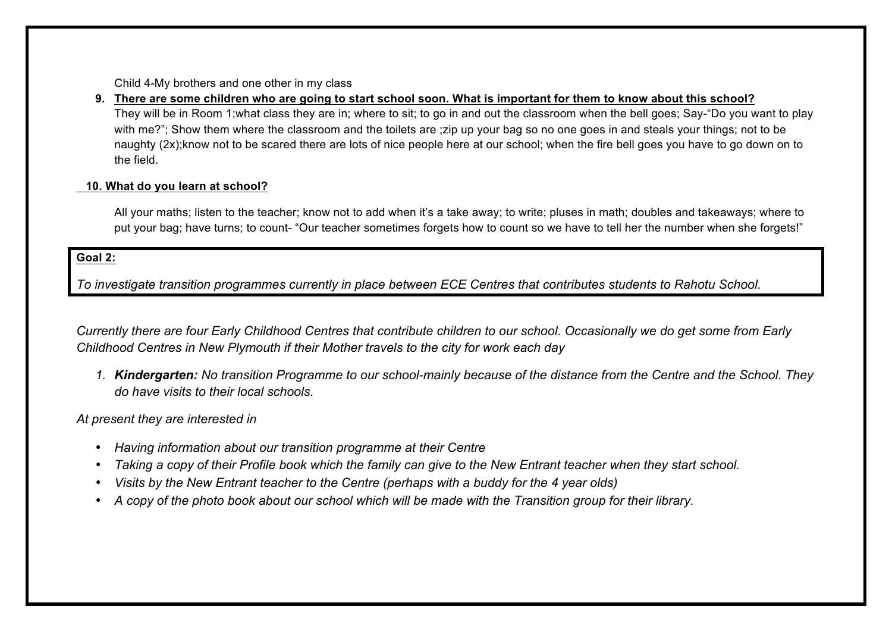Child 4-My brothers and one other in my class

9. **There are some children who are going to start school soon. What is important for them to know about this school?**
   They will be in Room 1;what class they are in; where to sit; to go in and out the classroom when the bell goes; Say-"Do you want to play with me?"; Show them where the classroom and the toilets are ;zip up your bag so no one goes in and steals your things; not to be naughty (2x);know not to be scared there are lots of nice people here at our school; when the fire bell goes you have to go down on to the field.

**10. What do you learn at school?**

All your maths; listen to the teacher; know not to add when it's a take away; to write; pluses in math; doubles and takeaways; where to put your bag; have turns; to count- "Our teacher sometimes forgets how to count so we have to tell her the number when she forgets!"

**Goal 2:**

*To investigate transition programmes currently in place between ECE Centres that contributes students to Rahotu School.*

*Currently there are four Early Childhood Centres that contribute children to our school. Occasionally we do get some from Early Childhood Centres in New Plymouth if their Mother travels to the city for work each day*

1. ***Kindergarten:*** *No transition Programme to our school-mainly because of the distance from the Centre and the School. They do have visits to their local schools.*

*At present they are interested in*

- *Having information about our transition programme at their Centre*
- *Taking a copy of their Profile book which the family can give to the New Entrant teacher when they start school.*
- *Visits by the New Entrant teacher to the Centre (perhaps with a buddy for the 4 year olds)*
- *A copy of the photo book about our school which will be made with the Transition group for their library.*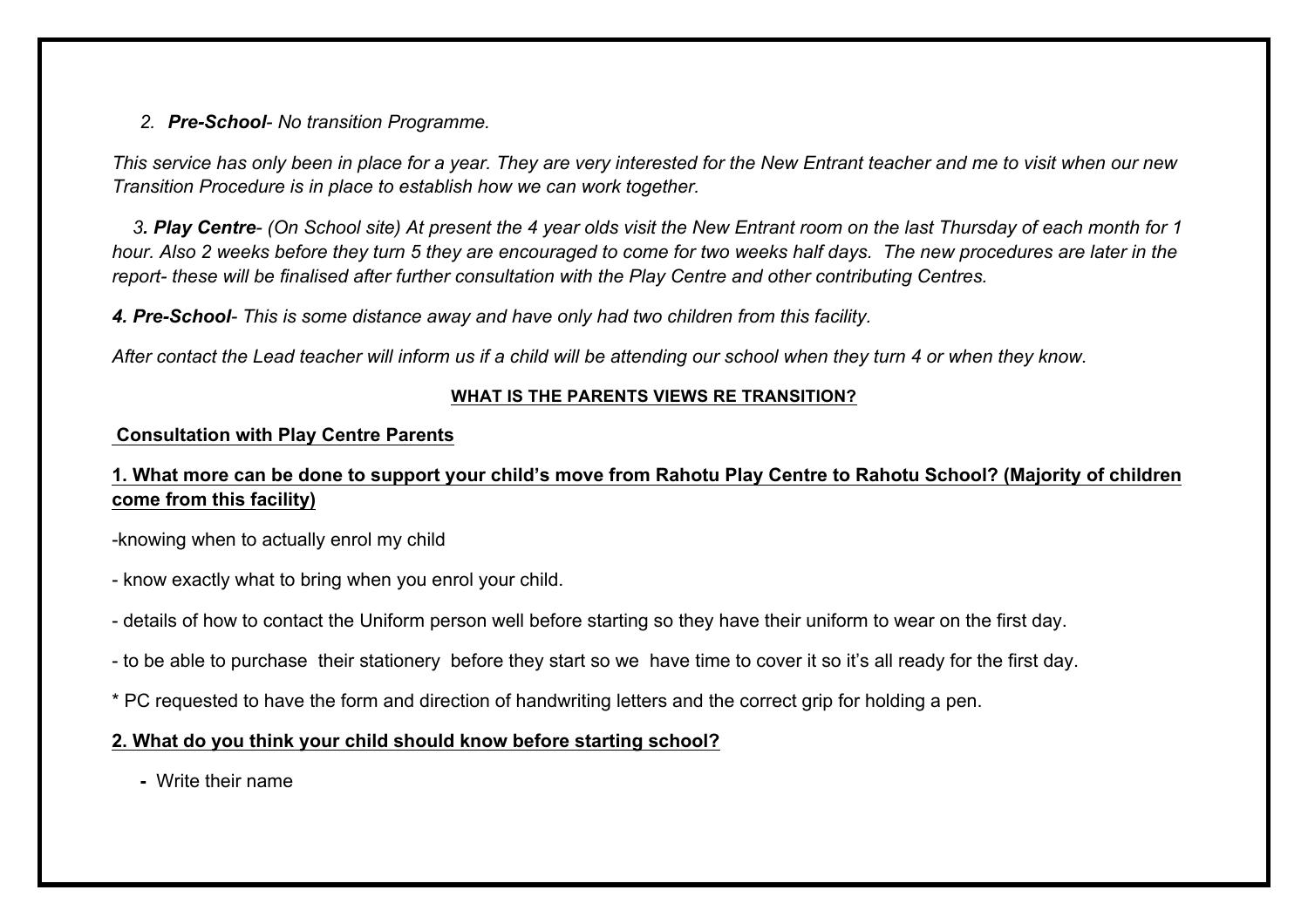2. ***Pre-School**- No transition Programme.*

*This service has only been in place for a year. They are very interested for the New Entrant teacher and me to visit when our new Transition Procedure is in place to establish how we can work together.*

*3. **Play Centre**- (On School site) At present the 4 year olds visit the New Entrant room on the last Thursday of each month for 1 hour. Also 2 weeks before they turn 5 they are encouraged to come for two weeks half days. The new procedures are later in the report- these will be finalised after further consultation with the Play Centre and other contributing Centres.*

*4. **Pre-School**- This is some distance away and have only had two children from this facility.*

*After contact the Lead teacher will inform us if a child will be attending our school when they turn 4 or when they know.*

**WHAT IS THE PARENTS VIEWS RE TRANSITION?**

**Consultation with Play Centre Parents**

**1. What more can be done to support your child's move from Rahotu Play Centre to Rahotu School? (Majority of children come from this facility)**

-knowing when to actually enrol my child

- know exactly what to bring when you enrol your child.

- details of how to contact the Uniform person well before starting so they have their uniform to wear on the first day.

- to be able to purchase their stationery before they start so we have time to cover it so it's all ready for the first day.

* PC requested to have the form and direction of handwriting letters and the correct grip for holding a pen.

**2. What do you think your child should know before starting school?**

- Write their name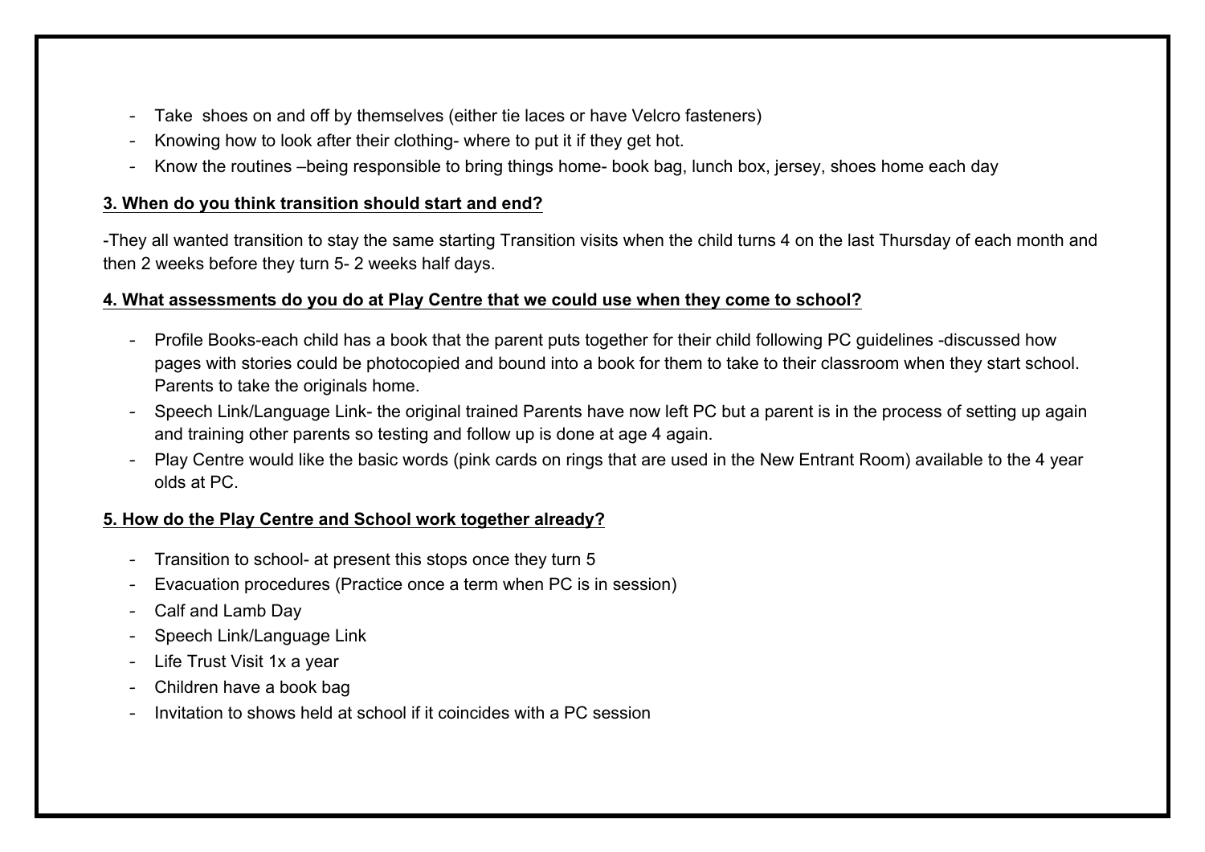- Take shoes on and off by themselves (either tie laces or have Velcro fasteners)
- Knowing how to look after their clothing- where to put it if they get hot.
- Know the routines –being responsible to bring things home- book bag, lunch box, jersey, shoes home each day

**3. When do you think transition should start and end?**

-They all wanted transition to stay the same starting Transition visits when the child turns 4 on the last Thursday of each month and then 2 weeks before they turn 5- 2 weeks half days.

**4. What assessments do you do at Play Centre that we could use when they come to school?**

- Profile Books-each child has a book that the parent puts together for their child following PC guidelines -discussed how pages with stories could be photocopied and bound into a book for them to take to their classroom when they start school. Parents to take the originals home.
- Speech Link/Language Link- the original trained Parents have now left PC but a parent is in the process of setting up again and training other parents so testing and follow up is done at age 4 again.
- Play Centre would like the basic words (pink cards on rings that are used in the New Entrant Room) available to the 4 year olds at PC.

**5. How do the Play Centre and School work together already?**

- Transition to school- at present this stops once they turn 5
- Evacuation procedures (Practice once a term when PC is in session)
- Calf and Lamb Day
- Speech Link/Language Link
- Life Trust Visit 1x a year
- Children have a book bag
- Invitation to shows held at school if it coincides with a PC session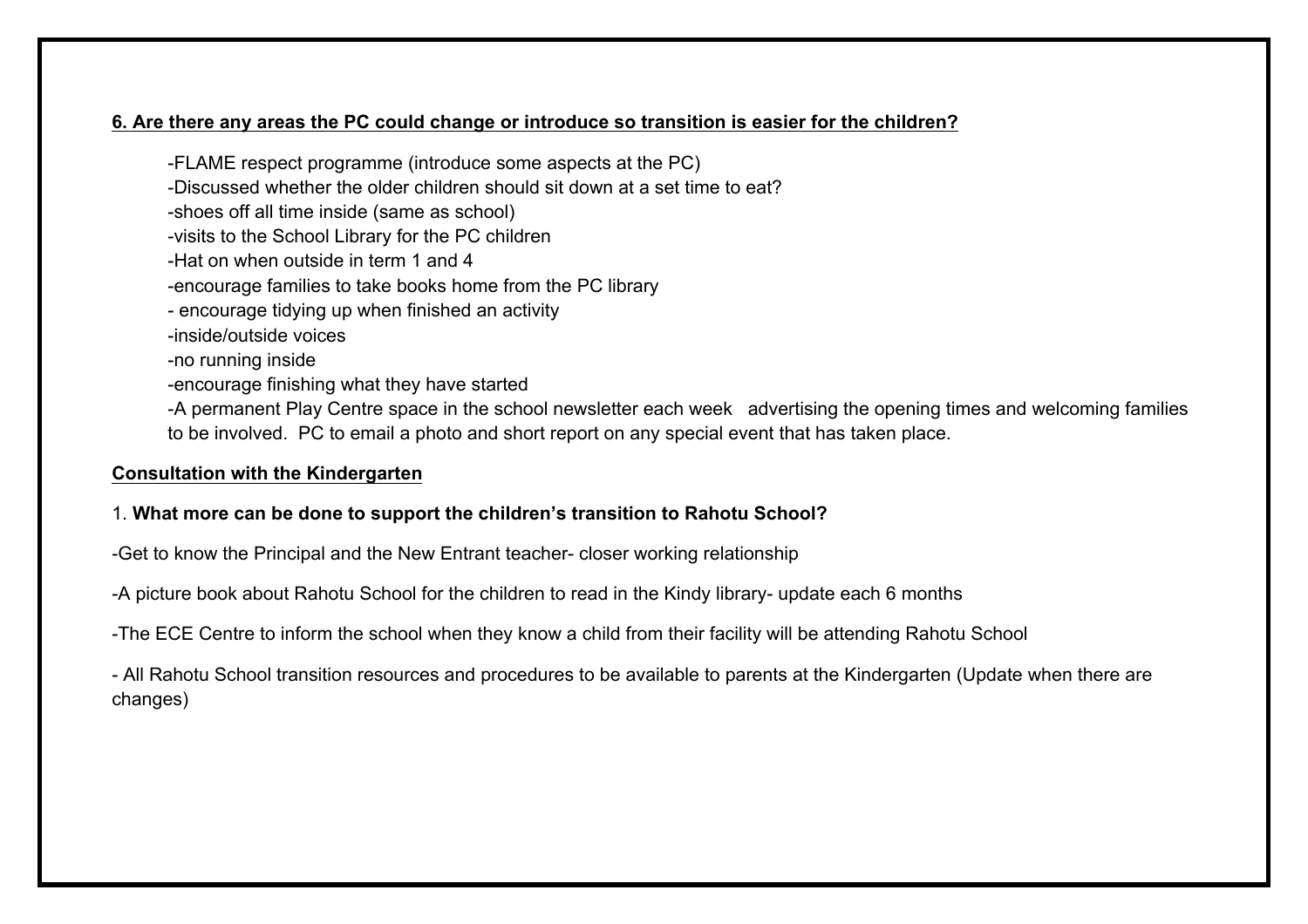**6. Are there any areas the PC could change or introduce so transition is easier for the children?**

-FLAME respect programme (introduce some aspects at the PC)
-Discussed whether the older children should sit down at a set time to eat?
-shoes off all time inside (same as school)
-visits to the School Library for the PC children
-Hat on when outside in term 1 and 4
-encourage families to take books home from the PC library
- encourage tidying up when finished an activity
-inside/outside voices
-no running inside
-encourage finishing what they have started
-A permanent Play Centre space in the school newsletter each week advertising the opening times and welcoming families to be involved. PC to email a photo and short report on any special event that has taken place.

**Consultation with the Kindergarten**

1. **What more can be done to support the children's transition to Rahotu School?**

-Get to know the Principal and the New Entrant teacher- closer working relationship

-A picture book about Rahotu School for the children to read in the Kindy library- update each 6 months

-The ECE Centre to inform the school when they know a child from their facility will be attending Rahotu School

- All Rahotu School transition resources and procedures to be available to parents at the Kindergarten (Update when there are changes)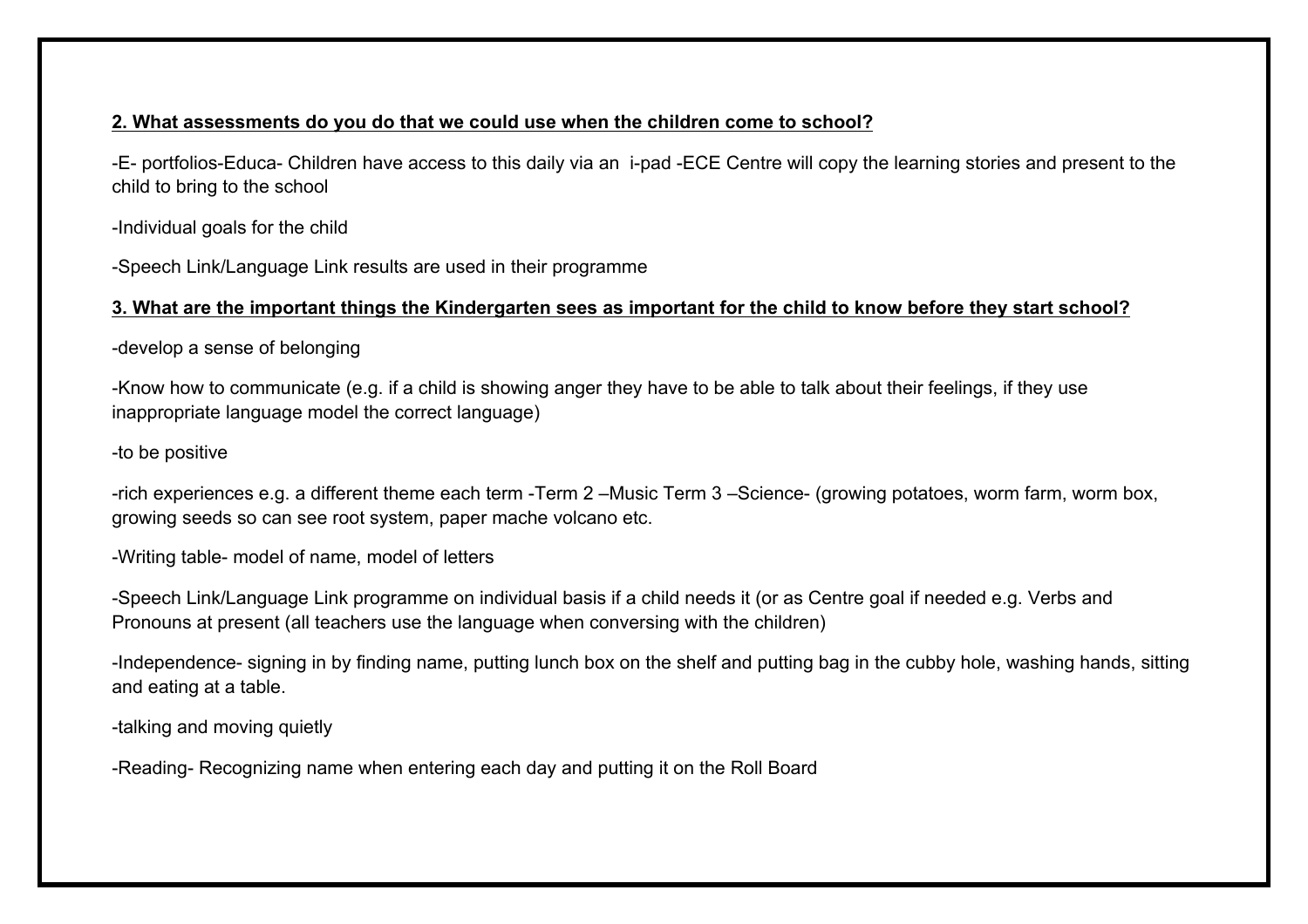**2. What assessments do you do that we could use when the children come to school?**

-E- portfolios-Educa- Children have access to this daily via an i-pad -ECE Centre will copy the learning stories and present to the child to bring to the school

-Individual goals for the child

-Speech Link/Language Link results are used in their programme

**3. What are the important things the Kindergarten sees as important for the child to know before they start school?**

-develop a sense of belonging

-Know how to communicate (e.g. if a child is showing anger they have to be able to talk about their feelings, if they use inappropriate language model the correct language)

-to be positive

-rich experiences e.g. a different theme each term -Term 2 –Music Term 3 –Science- (growing potatoes, worm farm, worm box, growing seeds so can see root system, paper mache volcano etc.

-Writing table- model of name, model of letters

-Speech Link/Language Link programme on individual basis if a child needs it (or as Centre goal if needed e.g. Verbs and Pronouns at present (all teachers use the language when conversing with the children)

-Independence- signing in by finding name, putting lunch box on the shelf and putting bag in the cubby hole, washing hands, sitting and eating at a table.

-talking and moving quietly

-Reading- Recognizing name when entering each day and putting it on the Roll Board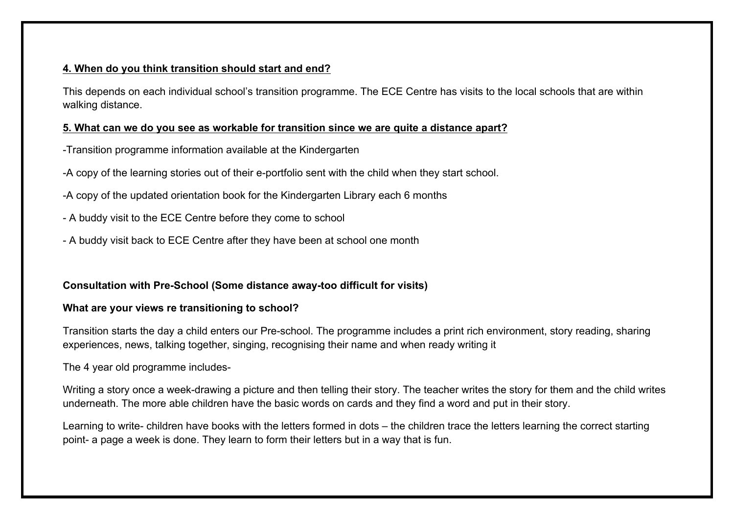**4. When do you think transition should start and end?**

This depends on each individual school's transition programme. The ECE Centre has visits to the local schools that are within walking distance.

**5. What can we do you see as workable for transition since we are quite a distance apart?**

-Transition programme information available at the Kindergarten

-A copy of the learning stories out of their e-portfolio sent with the child when they start school.

-A copy of the updated orientation book for the Kindergarten Library each 6 months

- A buddy visit to the ECE Centre before they come to school

- A buddy visit back to ECE Centre after they have been at school one month

**Consultation with Pre-School (Some distance away-too difficult for visits)**

**What are your views re transitioning to school?**

Transition starts the day a child enters our Pre-school. The programme includes a print rich environment, story reading, sharing experiences, news, talking together, singing, recognising their name and when ready writing it

The 4 year old programme includes-

Writing a story once a week-drawing a picture and then telling their story. The teacher writes the story for them and the child writes underneath. The more able children have the basic words on cards and they find a word and put in their story.

Learning to write- children have books with the letters formed in dots – the children trace the letters learning the correct starting point- a page a week is done. They learn to form their letters but in a way that is fun.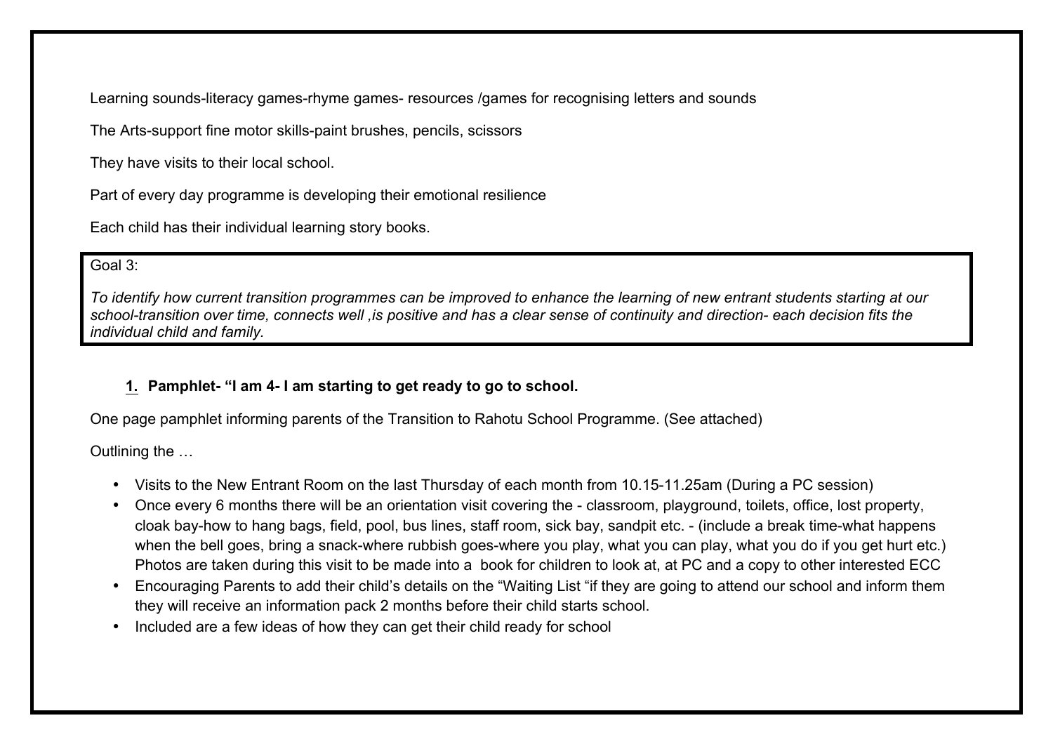Learning sounds-literacy games-rhyme games- resources /games for recognising letters and sounds

The Arts-support fine motor skills-paint brushes, pencils, scissors

They have visits to their local school.

Part of every day programme is developing their emotional resilience

Each child has their individual learning story books.

Goal 3:

*To identify how current transition programmes can be improved to enhance the learning of new entrant students starting at our school-transition over time, connects well ,is positive and has a clear sense of continuity and direction- each decision fits the individual child and family.*

**1. Pamphlet- "I am 4- I am starting to get ready to go to school.**

One page pamphlet informing parents of the Transition to Rahotu School Programme. (See attached)

Outlining the …

- Visits to the New Entrant Room on the last Thursday of each month from 10.15-11.25am (During a PC session)
- Once every 6 months there will be an orientation visit covering the - classroom, playground, toilets, office, lost property, cloak bay-how to hang bags, field, pool, bus lines, staff room, sick bay, sandpit etc. - (include a break time-what happens when the bell goes, bring a snack-where rubbish goes-where you play, what you can play, what you do if you get hurt etc.) Photos are taken during this visit to be made into a book for children to look at, at PC and a copy to other interested ECC
- Encouraging Parents to add their child's details on the "Waiting List "if they are going to attend our school and inform them they will receive an information pack 2 months before their child starts school.
- Included are a few ideas of how they can get their child ready for school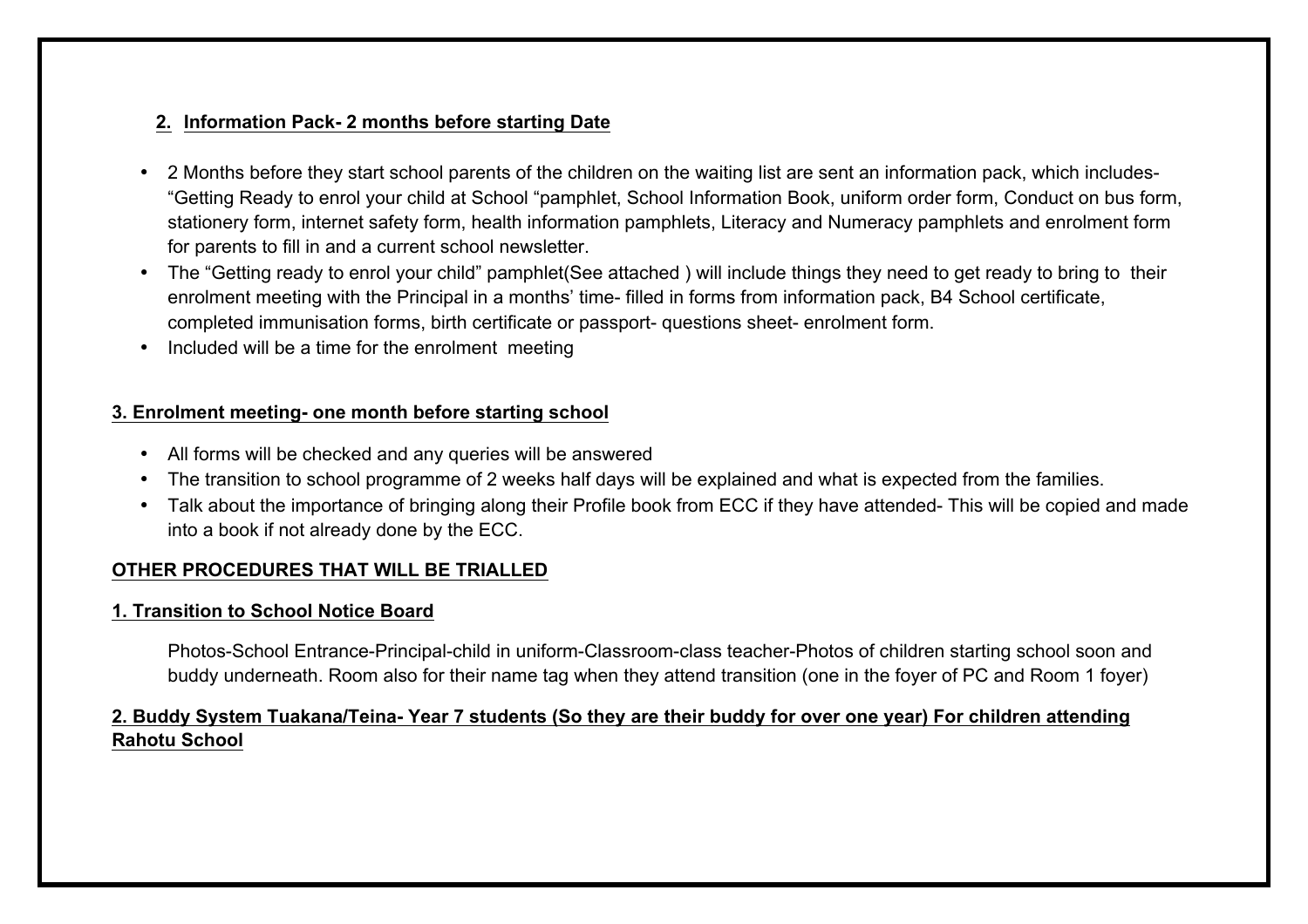## 2. Information Pack- 2 months before starting Date

- 2 Months before they start school parents of the children on the waiting list are sent an information pack, which includes- "Getting Ready to enrol your child at School "pamphlet, School Information Book, uniform order form, Conduct on bus form, stationery form, internet safety form, health information pamphlets, Literacy and Numeracy pamphlets and enrolment form for parents to fill in and a current school newsletter.
- The "Getting ready to enrol your child" pamphlet(See attached ) will include things they need to get ready to bring to their enrolment meeting with the Principal in a months' time- filled in forms from information pack, B4 School certificate, completed immunisation forms, birth certificate or passport- questions sheet- enrolment form.
- Included will be a time for the enrolment meeting

## 3. Enrolment meeting- one month before starting school

- All forms will be checked and any queries will be answered
- The transition to school programme of 2 weeks half days will be explained and what is expected from the families.
- Talk about the importance of bringing along their Profile book from ECC if they have attended- This will be copied and made into a book if not already done by the ECC.

## OTHER PROCEDURES THAT WILL BE TRIALLED

### 1. Transition to School Notice Board

Photos-School Entrance-Principal-child in uniform-Classroom-class teacher-Photos of children starting school soon and buddy underneath. Room also for their name tag when they attend transition (one in the foyer of PC and Room 1 foyer)

### 2. Buddy System Tuakana/Teina- Year 7 students (So they are their buddy for over one year) For children attending Rahotu School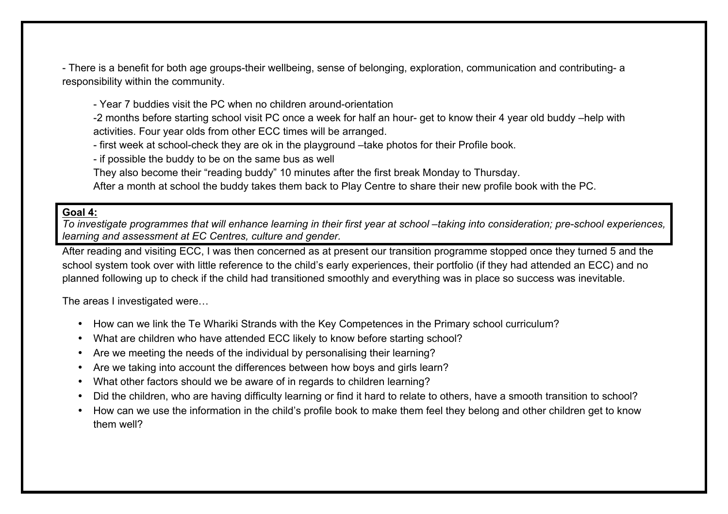- There is a benefit for both age groups-their wellbeing, sense of belonging, exploration, communication and contributing- a responsibility within the community.

  - Year 7 buddies visit the PC when no children around-orientation
  
  -2 months before starting school visit PC once a week for half an hour- get to know their 4 year old buddy –help with activities. Four year olds from other ECC times will be arranged.
  
  - first week at school-check they are ok in the playground –take photos for their Profile book.
  
  - if possible the buddy to be on the same bus as well
  
  They also become their "reading buddy" 10 minutes after the first break Monday to Thursday.
  
  After a month at school the buddy takes them back to Play Centre to share their new profile book with the PC.

**Goal 4:**

*To investigate programmes that will enhance learning in their first year at school –taking into consideration; pre-school experiences, learning and assessment at EC Centres, culture and gender.*

After reading and visiting ECC, I was then concerned as at present our transition programme stopped once they turned 5 and the school system took over with little reference to the child's early experiences, their portfolio (if they had attended an ECC) and no planned following up to check if the child had transitioned smoothly and everything was in place so success was inevitable.

The areas I investigated were…

- How can we link the Te Whariki Strands with the Key Competences in the Primary school curriculum?
- What are children who have attended ECC likely to know before starting school?
- Are we meeting the needs of the individual by personalising their learning?
- Are we taking into account the differences between how boys and girls learn?
- What other factors should we be aware of in regards to children learning?
- Did the children, who are having difficulty learning or find it hard to relate to others, have a smooth transition to school?
- How can we use the information in the child's profile book to make them feel they belong and other children get to know them well?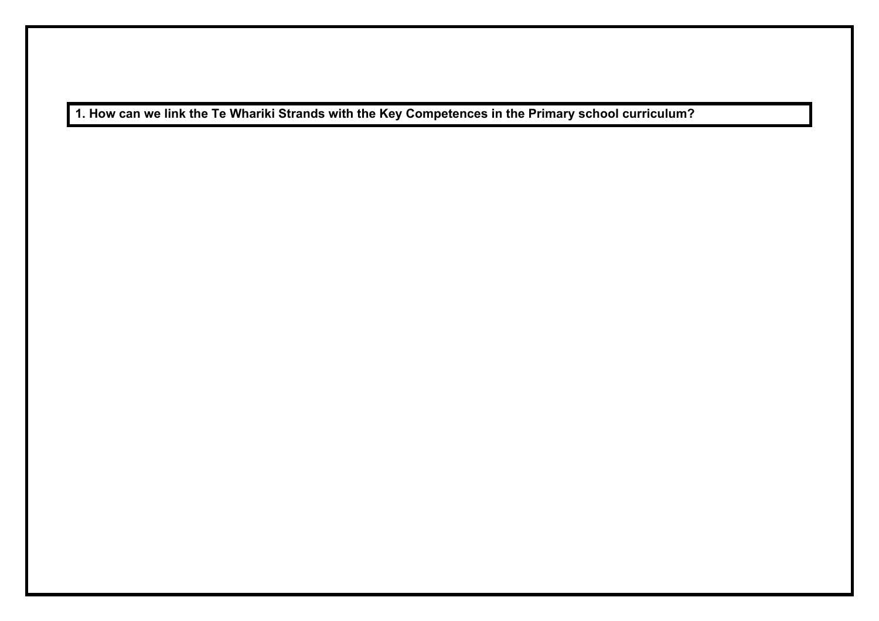**1. How can we link the Te Whariki Strands with the Key Competences in the Primary school curriculum?**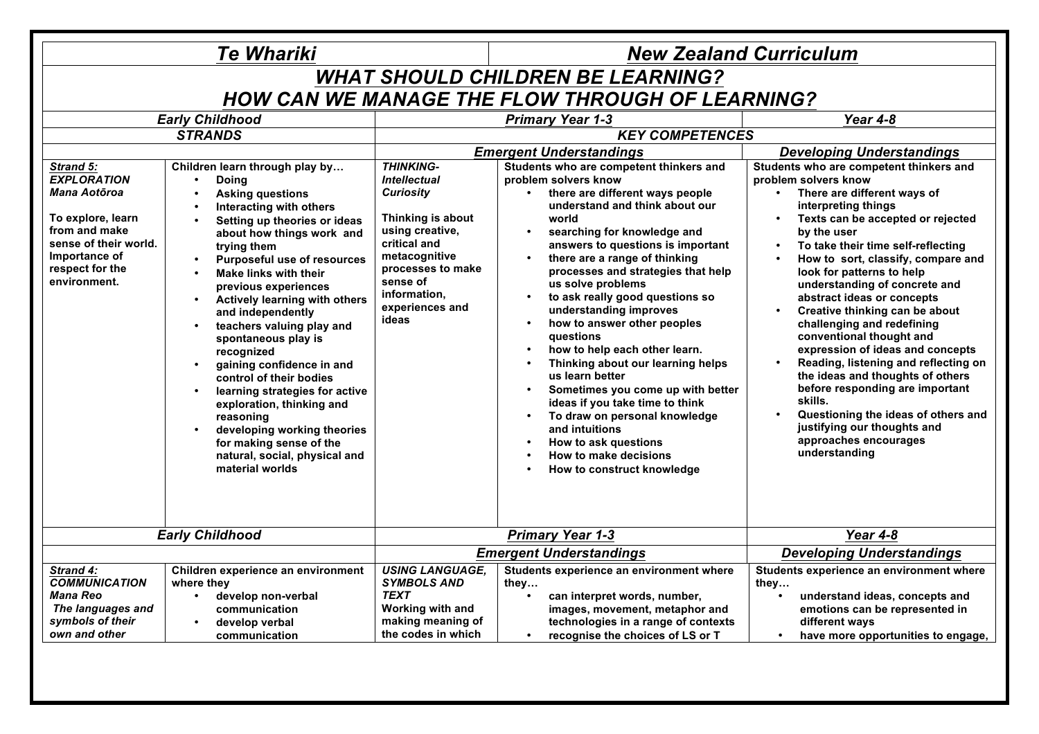| ***Te Whariki*** | | ***New Zealand Curriculum*** | | |
|---|---|---|---|---|
| ***WHAT SHOULD CHILDREN BE LEARNING? HOW CAN WE MANAGE THE FLOW THROUGH OF LEARNING?*** | | | | |
| ***Early Childhood*** | | ***Primary Year 1-3*** | | ***Year 4-8*** |
| ***STRANDS*** | | ***KEY COMPETENCES*** | | |
| | | | ***Emergent Understandings*** | ***Developing Understandings*** |
| ***Strand 5: EXPLORATION*** ***Mana Aotōroa*** **To explore, learn from and make sense of their world. Importance of respect for the environment.** | **Children learn through play by…** • **Doing** • **Asking questions** • **Interacting with others** • **Setting up theories or ideas about how things work and trying them** • **Purposeful use of resources** • **Make links with their previous experiences** • **Actively learning with others and independently** • **teachers valuing play and spontaneous play is recognized** • **gaining confidence in and control of their bodies** • **learning strategies for active exploration, thinking and reasoning** • **developing working theories for making sense of the natural, social, physical and material worlds** | ***THINKING- Intellectual Curiosity*** **Thinking is about using creative, critical and metacognitive processes to make sense of information, experiences and ideas** | **Students who are competent thinkers and problem solvers know** • **there are different ways people understand and think about our world** • **searching for knowledge and answers to questions is important** • **there are a range of thinking processes and strategies that help us solve problems** • **to ask really good questions so understanding improves** • **how to answer other peoples questions** • **how to help each other learn.** • **Thinking about our learning helps us learn better** • **Sometimes you come up with better ideas if you take time to think** • **To draw on personal knowledge and intuitions** • **How to ask questions** • **How to make decisions** • **How to construct knowledge** | **Students who are competent thinkers and problem solvers know** • **There are different ways of interpreting things** • **Texts can be accepted or rejected by the user** • **To take their time self-reflecting** • **How to sort, classify, compare and look for patterns to help understanding of concrete and abstract ideas or concepts** • **Creative thinking can be about challenging and redefining conventional thought and expression of ideas and concepts** • **Reading, listening and reflecting on the ideas and thoughts of others before responding are important skills.** • **Questioning the ideas of others and justifying our thoughts and approaches encourages understanding** |
| ***Early Childhood*** | | ***Primary Year 1-3*** | | ***Year 4-8*** |
| | | ***Emergent Understandings*** | | ***Developing Understandings*** |
| ***Strand 4: COMMUNICATION*** ***Mana Reo*** ***The languages and symbols of their own and other*** | **Children experience an environment where they** • **develop non-verbal communication** • **develop verbal communication** | ***USING LANGUAGE, SYMBOLS AND TEXT*** **Working with and making meaning of the codes in which** | **Students experience an environment where they…** • **can interpret words, number, images, movement, metaphor and technologies in a range of contexts** • **recognise the choices of LS or T** | **Students experience an environment where they…** • **understand ideas, concepts and emotions can be represented in different ways** • **have more opportunities to engage,** |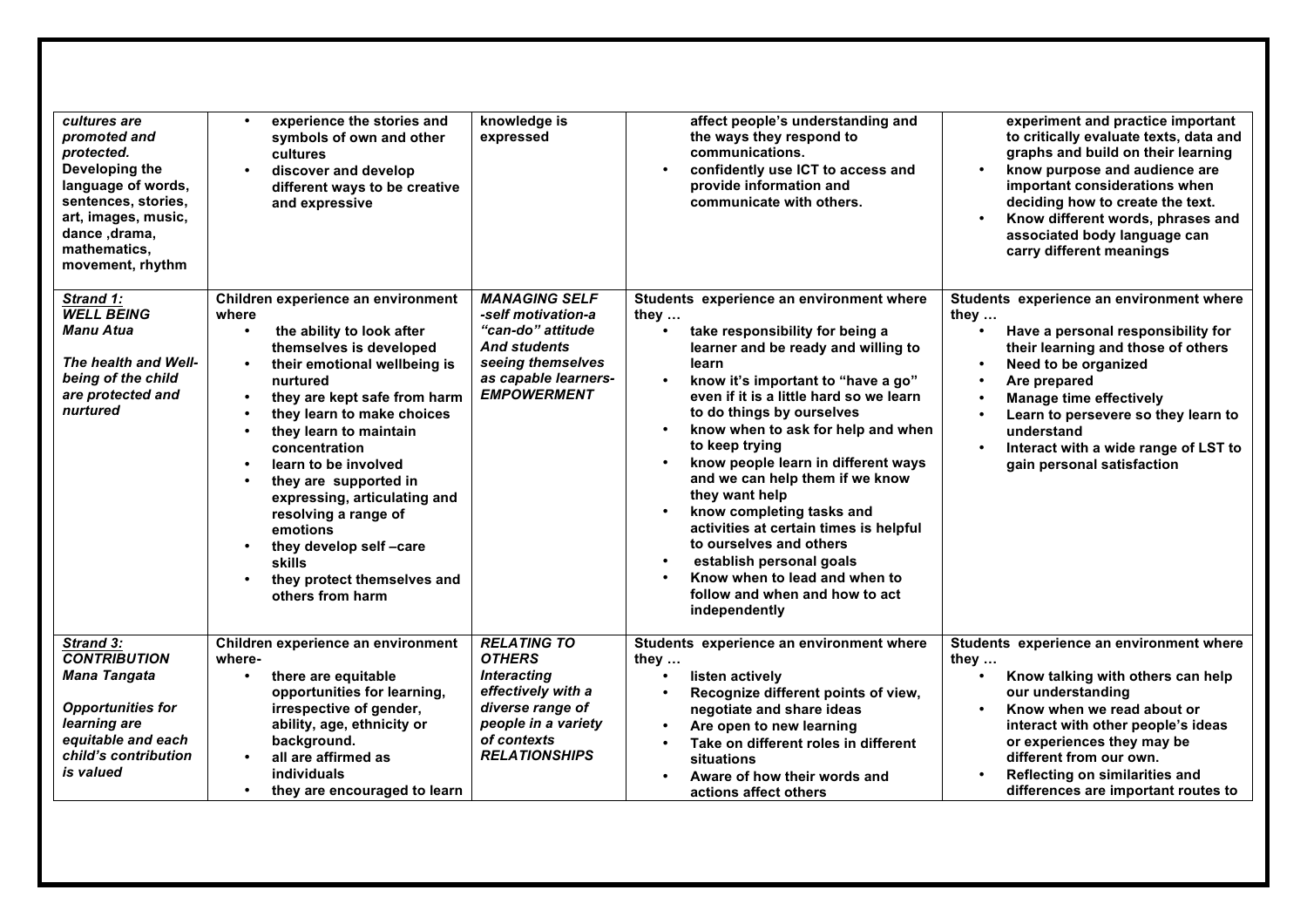| | | | | |
|---|---|---|---|---|
| ***cultures are promoted and protected.*** **Developing the language of words, sentences, stories, art, images, music, dance ,drama, mathematics, movement, rhythm** | • **experience the stories and symbols of own and other cultures** <br> • **discover and develop different ways to be creative and expressive** | **knowledge is expressed** | **affect people's understanding and the ways they respond to communications.** <br> • **confidently use ICT to access and provide information and communicate with others.** | **experiment and practice important to critically evaluate texts, data and graphs and build on their learning** <br> • **know purpose and audience are important considerations when deciding how to create the text.** <br> • **Know different words, phrases and associated body language can carry different meanings** |
| ***Strand 1: WELL BEING Manu Atua*** <br><br> ***The health and Well-being of the child are protected and nurtured*** | **Children experience an environment where** <br> • **the ability to look after themselves is developed** <br> • **their emotional wellbeing is nurtured** <br> • **they are kept safe from harm** <br> • **they learn to make choices** <br> • **they learn to maintain concentration** <br> • **learn to be involved** <br> • **they are supported in expressing, articulating and resolving a range of emotions** <br> • **they develop self –care skills** <br> • **they protect themselves and others from harm** | ***MANAGING SELF -self motivation-a "can-do" attitude And students seeing themselves as capable learners- EMPOWERMENT*** | **Students experience an environment where they …** <br> • **take responsibility for being a learner and be ready and willing to learn** <br> • **know it's important to "have a go" even if it is a little hard so we learn to do things by ourselves** <br> • **know when to ask for help and when to keep trying** <br> • **know people learn in different ways and we can help them if we know they want help** <br> • **know completing tasks and activities at certain times is helpful to ourselves and others** <br> • **establish personal goals** <br> • **Know when to lead and when to follow and when and how to act independently** | **Students experience an environment where they …** <br> • **Have a personal responsibility for their learning and those of others** <br> • **Need to be organized** <br> • **Are prepared** <br> • **Manage time effectively** <br> • **Learn to persevere so they learn to understand** <br> • **Interact with a wide range of LST to gain personal satisfaction** |
| ***Strand 3: CONTRIBUTION Mana Tangata*** <br><br> ***Opportunities for learning are equitable and each child's contribution is valued*** | **Children experience an environment where-** <br> • **there are equitable opportunities for learning, irrespective of gender, ability, age, ethnicity or background.** <br> • **all are affirmed as individuals** <br> • **they are encouraged to learn** | ***RELATING TO OTHERS Interacting effectively with a diverse range of people in a variety of contexts RELATIONSHIPS*** | **Students experience an environment where they …** <br> • **listen actively** <br> • **Recognize different points of view, negotiate and share ideas** <br> • **Are open to new learning** <br> • **Take on different roles in different situations** <br> • **Aware of how their words and actions affect others** | **Students experience an environment where they …** <br> • **Know talking with others can help our understanding** <br> • **Know when we read about or interact with other people's ideas or experiences they may be different from our own.** <br> • **Reflecting on similarities and differences are important routes to** |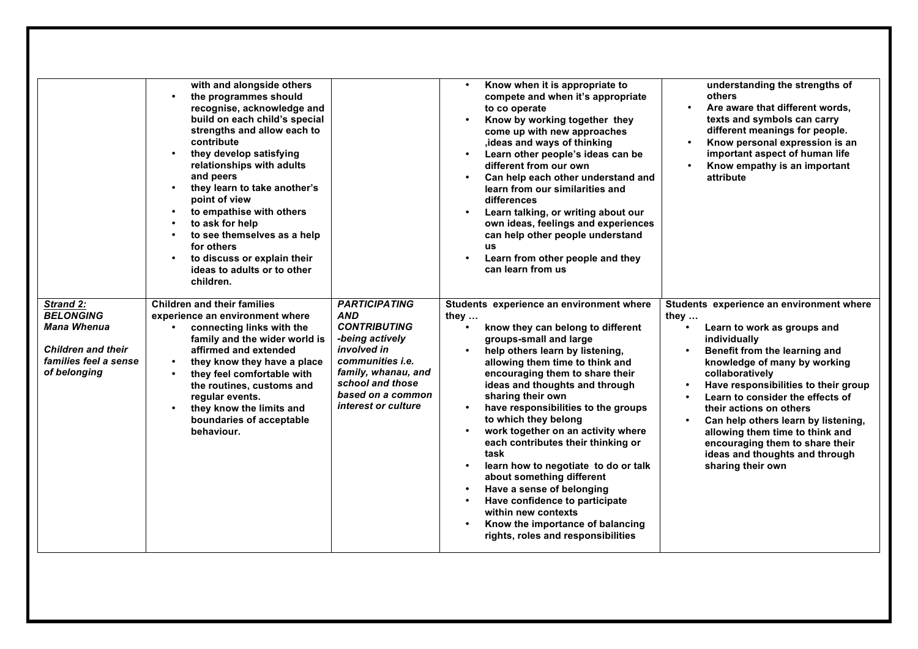| | | | | |
|---|---|---|---|---|
| | **with and alongside others**<br>• **the programmes should recognise, acknowledge and build on each child's special strengths and allow each to contribute**<br>• **they develop satisfying relationships with adults and peers**<br>• **they learn to take another's point of view**<br>• **to empathise with others**<br>• **to ask for help**<br>• **to see themselves as a help for others**<br>• **to discuss or explain their ideas to adults or to other children.** | | • **Know when it is appropriate to compete and when it's appropriate to co operate**<br>• **Know by working together they come up with new approaches ,ideas and ways of thinking**<br>• **Learn other people's ideas can be different from our own**<br>• **Can help each other understand and learn from our similarities and differences**<br>• **Learn talking, or writing about our own ideas, feelings and experiences can help other people understand us**<br>• **Learn from other people and they can learn from us** | **understanding the strengths of others**<br>• **Are aware that different words, texts and symbols can carry different meanings for people.**<br>• **Know personal expression is an important aspect of human life**<br>• **Know empathy is an important attribute** |
| ***Strand 2: BELONGING Mana Whenua***<br><br>***Children and their families feel a sense of belonging*** | **Children and their families experience an environment where**<br>• **connecting links with the family and the wider world is affirmed and extended**<br>• **they know they have a place**<br>• **they feel comfortable with the routines, customs and regular events.**<br>• **they know the limits and boundaries of acceptable behaviour.** | ***PARTICIPATING AND CONTRIBUTING -being actively involved in communities i.e. family, whanau, and school and those based on a common interest or culture*** | **Students experience an environment where they …**<br>• **know they can belong to different groups-small and large**<br>• **help others learn by listening, allowing them time to think and encouraging them to share their ideas and thoughts and through sharing their own**<br>• **have responsibilities to the groups to which they belong**<br>• **work together on an activity where each contributes their thinking or task**<br>• **learn how to negotiate to do or talk about something different**<br>• **Have a sense of belonging**<br>• **Have confidence to participate within new contexts**<br>• **Know the importance of balancing rights, roles and responsibilities** | **Students experience an environment where they …**<br>• **Learn to work as groups and individually**<br>• **Benefit from the learning and knowledge of many by working collaboratively**<br>• **Have responsibilities to their group**<br>• **Learn to consider the effects of their actions on others**<br>• **Can help others learn by listening, allowing them time to think and encouraging them to share their ideas and thoughts and through sharing their own** |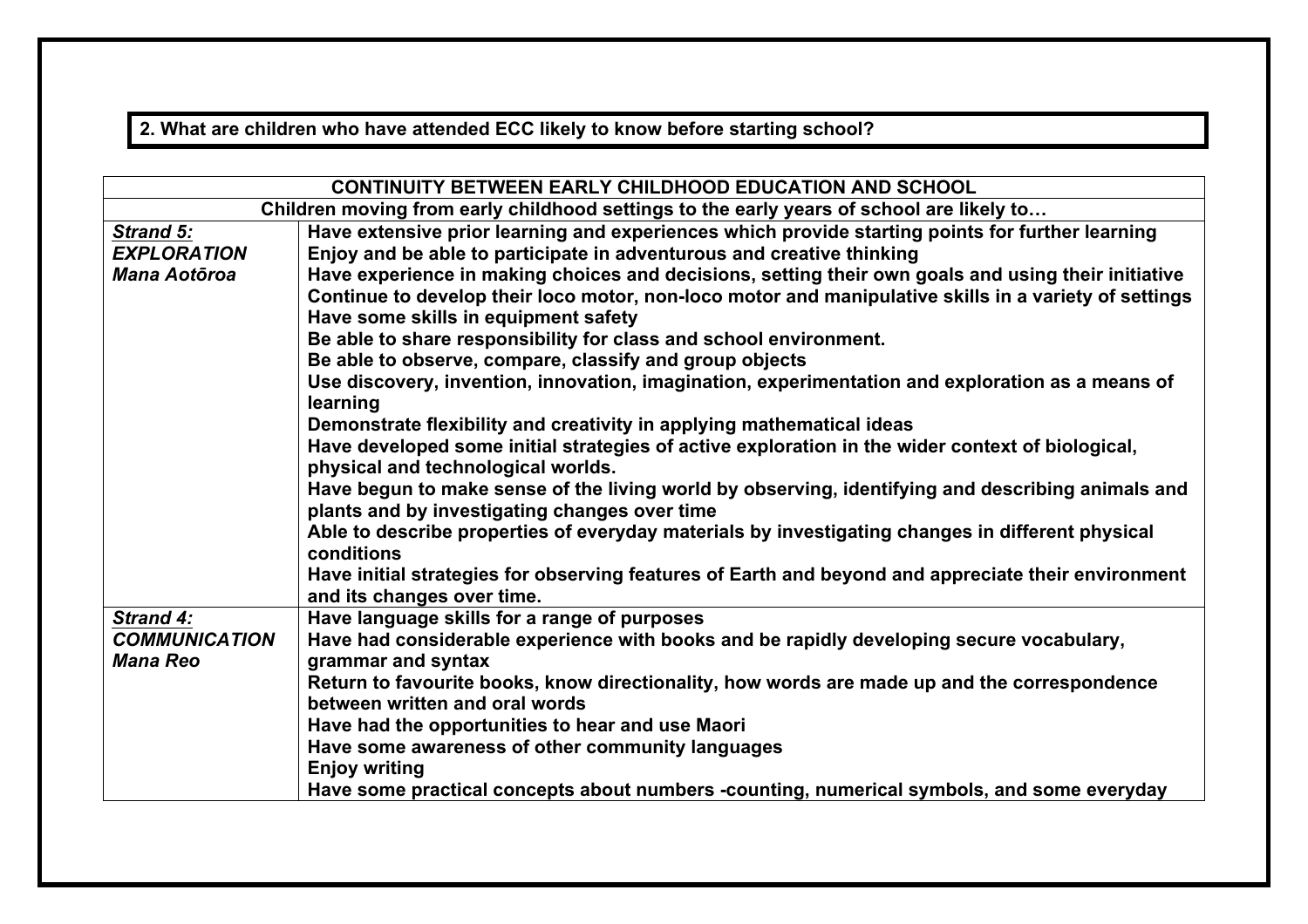**2. What are children who have attended ECC likely to know before starting school?**

| CONTINUITY BETWEEN EARLY CHILDHOOD EDUCATION AND SCHOOL | |
|---|---|
| Children moving from early childhood settings to the early years of school are likely to… | |
| ***Strand 5:*** <br> ***EXPLORATION*** <br> ***Mana Aotōroa*** | Have extensive prior learning and experiences which provide starting points for further learning <br> Enjoy and be able to participate in adventurous and creative thinking <br> Have experience in making choices and decisions, setting their own goals and using their initiative <br> Continue to develop their loco motor, non-loco motor and manipulative skills in a variety of settings <br> Have some skills in equipment safety <br> Be able to share responsibility for class and school environment. <br> Be able to observe, compare, classify and group objects <br> Use discovery, invention, innovation, imagination, experimentation and exploration as a means of learning <br> Demonstrate flexibility and creativity in applying mathematical ideas <br> Have developed some initial strategies of active exploration in the wider context of biological, physical and technological worlds. <br> Have begun to make sense of the living world by observing, identifying and describing animals and plants and by investigating changes over time <br> Able to describe properties of everyday materials by investigating changes in different physical conditions <br> Have initial strategies for observing features of Earth and beyond and appreciate their environment and its changes over time. |
| ***Strand 4:*** <br> ***COMMUNICATION*** <br> ***Mana Reo*** | Have language skills for a range of purposes <br> Have had considerable experience with books and be rapidly developing secure vocabulary, grammar and syntax <br> Return to favourite books, know directionality, how words are made up and the correspondence between written and oral words <br> Have had the opportunities to hear and use Maori <br> Have some awareness of other community languages <br> Enjoy writing <br> Have some practical concepts about numbers -counting, numerical symbols, and some everyday |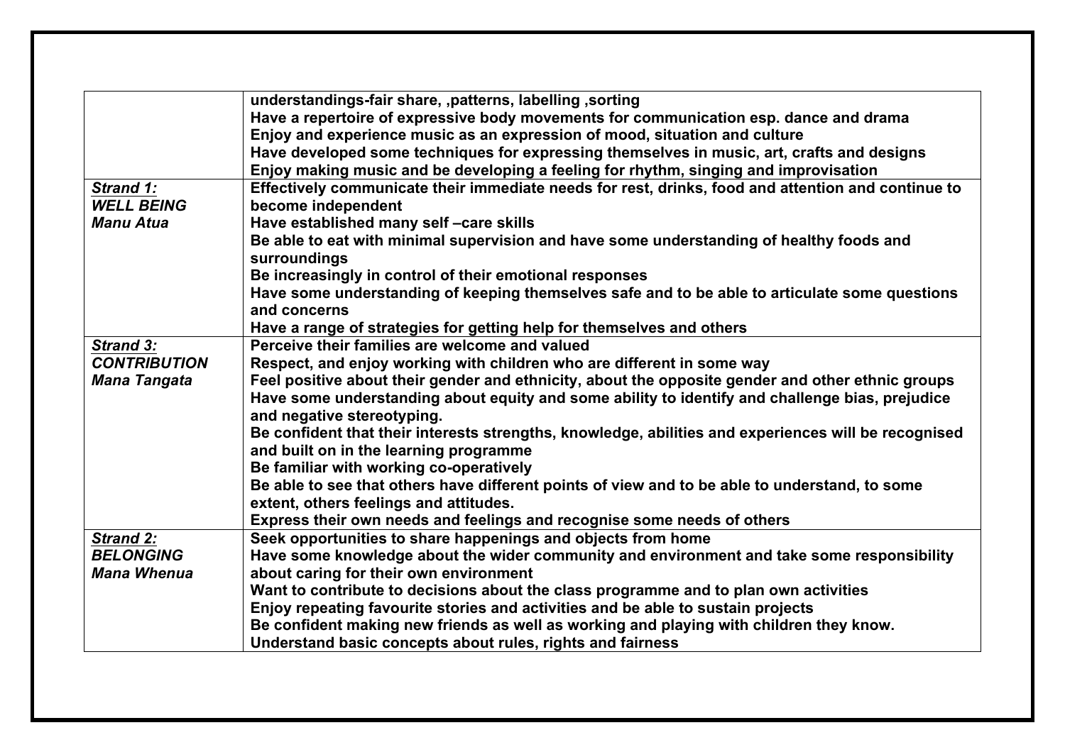| | |
|---|---|
| | **understandings-fair share, ,patterns, labelling ,sorting**<br>**Have a repertoire of expressive body movements for communication esp. dance and drama**<br>**Enjoy and experience music as an expression of mood, situation and culture**<br>**Have developed some techniques for expressing themselves in music, art, crafts and designs**<br>**Enjoy making music and be developing a feeling for rhythm, singing and improvisation** |
| ***Strand 1:***<br>***WELL BEING***<br>***Manu Atua*** | **Effectively communicate their immediate needs for rest, drinks, food and attention and continue to become independent**<br>**Have established many self –care skills**<br>**Be able to eat with minimal supervision and have some understanding of healthy foods and surroundings**<br>**Be increasingly in control of their emotional responses**<br>**Have some understanding of keeping themselves safe and to be able to articulate some questions and concerns**<br>**Have a range of strategies for getting help for themselves and others** |
| ***Strand 3:***<br>***CONTRIBUTION***<br>***Mana Tangata*** | **Perceive their families are welcome and valued**<br>**Respect, and enjoy working with children who are different in some way**<br>**Feel positive about their gender and ethnicity, about the opposite gender and other ethnic groups**<br>**Have some understanding about equity and some ability to identify and challenge bias, prejudice and negative stereotyping.**<br>**Be confident that their interests strengths, knowledge, abilities and experiences will be recognised and built on in the learning programme**<br>**Be familiar with working co-operatively**<br>**Be able to see that others have different points of view and to be able to understand, to some extent, others feelings and attitudes.**<br>**Express their own needs and feelings and recognise some needs of others** |
| ***Strand 2:***<br>***BELONGING***<br>***Mana Whenua*** | **Seek opportunities to share happenings and objects from home**<br>**Have some knowledge about the wider community and environment and take some responsibility about caring for their own environment**<br>**Want to contribute to decisions about the class programme and to plan own activities**<br>**Enjoy repeating favourite stories and activities and be able to sustain projects**<br>**Be confident making new friends as well as working and playing with children they know.**<br>**Understand basic concepts about rules, rights and fairness** |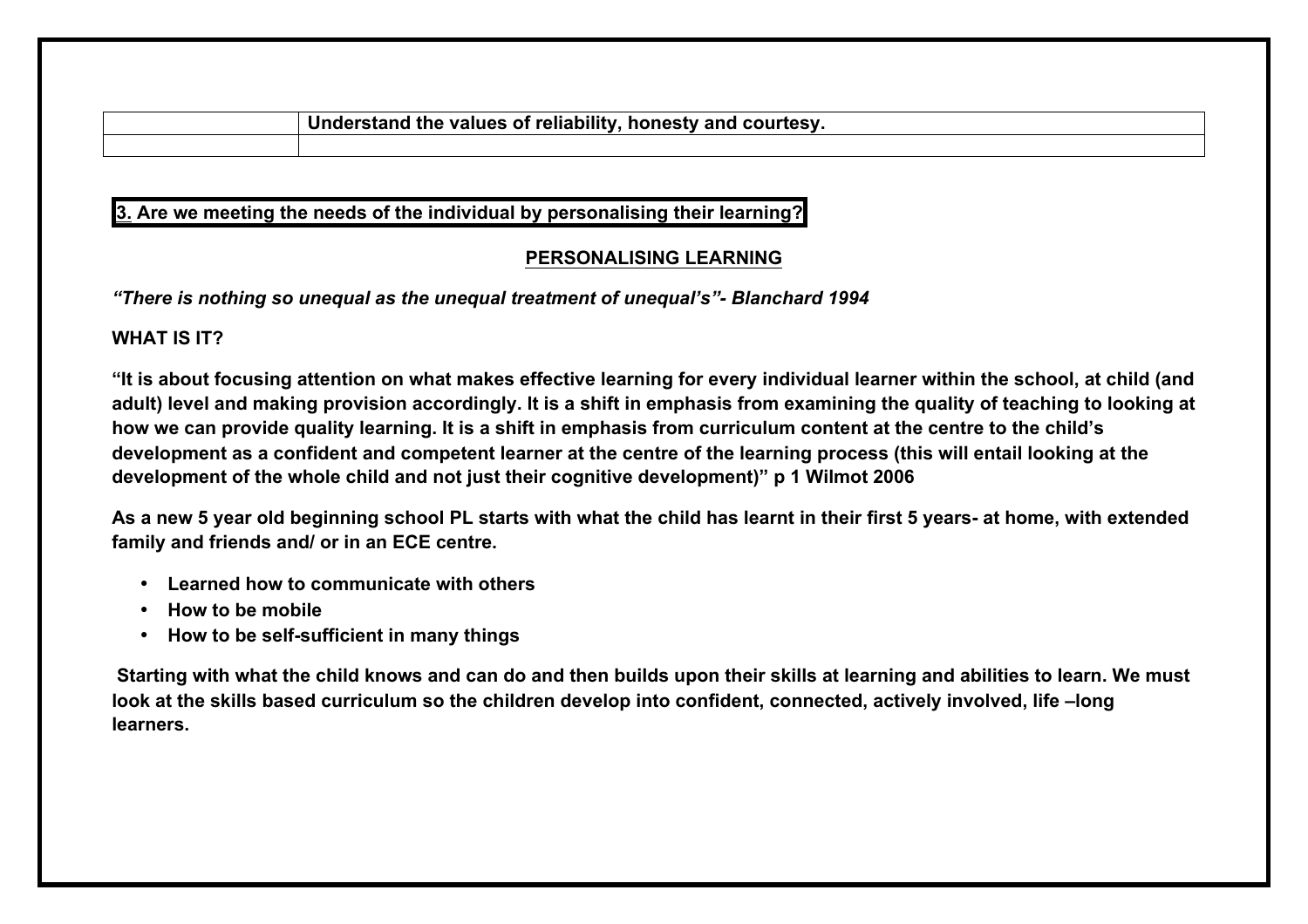| | Understand the values of reliability, honesty and courtesy. |
|---|---|
| | |

**3. Are we meeting the needs of the individual by personalising their learning?**

## PERSONALISING LEARNING

***"There is nothing so unequal as the unequal treatment of unequal's"- Blanchard 1994***

**WHAT IS IT?**

**"It is about focusing attention on what makes effective learning for every individual learner within the school, at child (and adult) level and making provision accordingly. It is a shift in emphasis from examining the quality of teaching to looking at how we can provide quality learning. It is a shift in emphasis from curriculum content at the centre to the child's development as a confident and competent learner at the centre of the learning process (this will entail looking at the development of the whole child and not just their cognitive development)" p 1 Wilmot 2006**

**As a new 5 year old beginning school PL starts with what the child has learnt in their first 5 years- at home, with extended family and friends and/ or in an ECE centre.**

- **Learned how to communicate with others**
- **How to be mobile**
- **How to be self-sufficient in many things**

**Starting with what the child knows and can do and then builds upon their skills at learning and abilities to learn. We must look at the skills based curriculum so the children develop into confident, connected, actively involved, life –long learners.**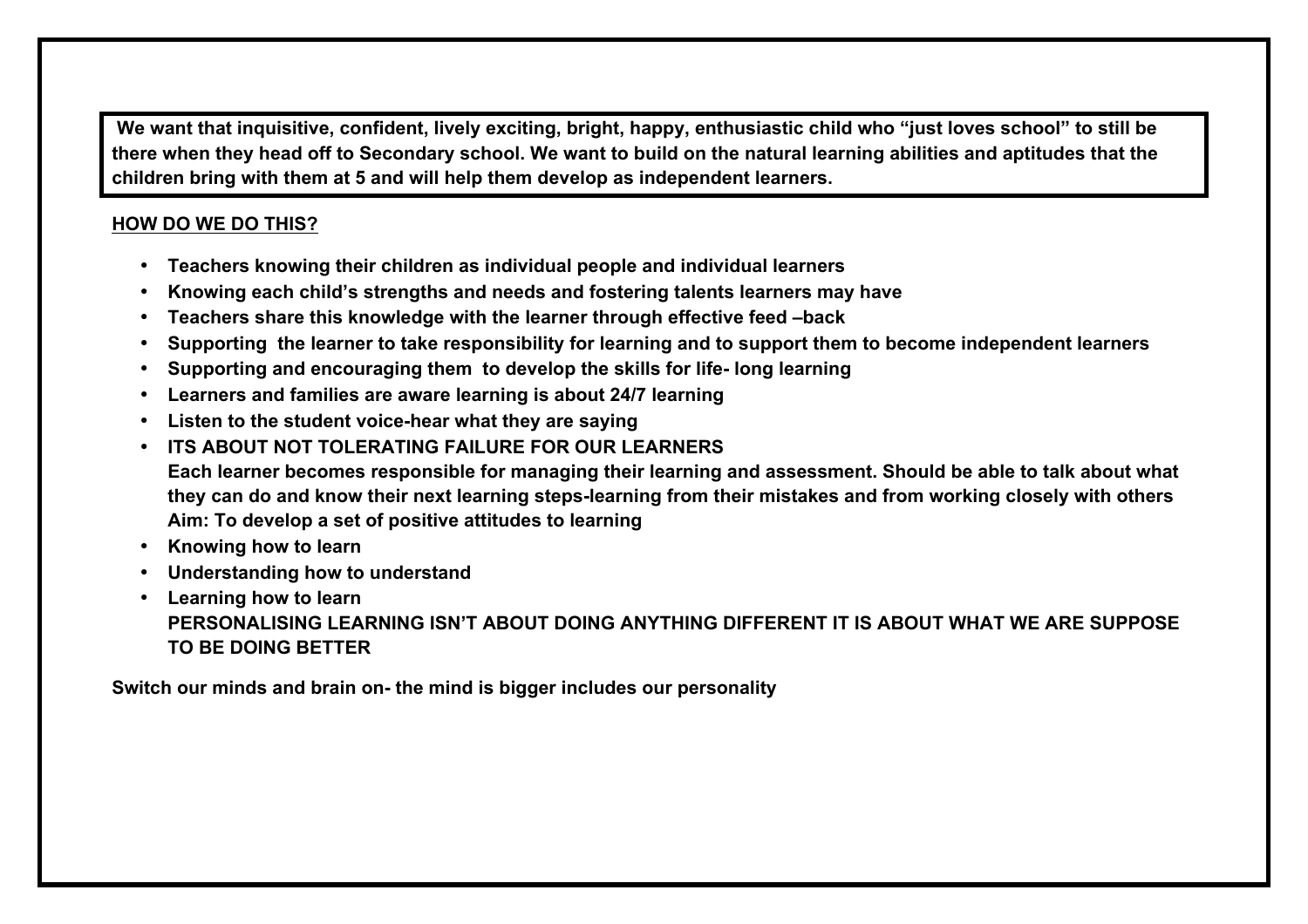**We want that inquisitive, confident, lively exciting, bright, happy, enthusiastic child who "just loves school" to still be there when they head off to Secondary school. We want to build on the natural learning abilities and aptitudes that the children bring with them at 5 and will help them develop as independent learners.**

**HOW DO WE DO THIS?**

- **Teachers knowing their children as individual people and individual learners**
- **Knowing each child's strengths and needs and fostering talents learners may have**
- **Teachers share this knowledge with the learner through effective feed –back**
- **Supporting the learner to take responsibility for learning and to support them to become independent learners**
- **Supporting and encouraging them to develop the skills for life- long learning**
- **Learners and families are aware learning is about 24/7 learning**
- **Listen to the student voice-hear what they are saying**
- **ITS ABOUT NOT TOLERATING FAILURE FOR OUR LEARNERS**
  **Each learner becomes responsible for managing their learning and assessment. Should be able to talk about what they can do and know their next learning steps-learning from their mistakes and from working closely with others**
  **Aim: To develop a set of positive attitudes to learning**
- **Knowing how to learn**
- **Understanding how to understand**
- **Learning how to learn**
  **PERSONALISING LEARNING ISN'T ABOUT DOING ANYTHING DIFFERENT IT IS ABOUT WHAT WE ARE SUPPOSE TO BE DOING BETTER**

**Switch our minds and brain on- the mind is bigger includes our personality**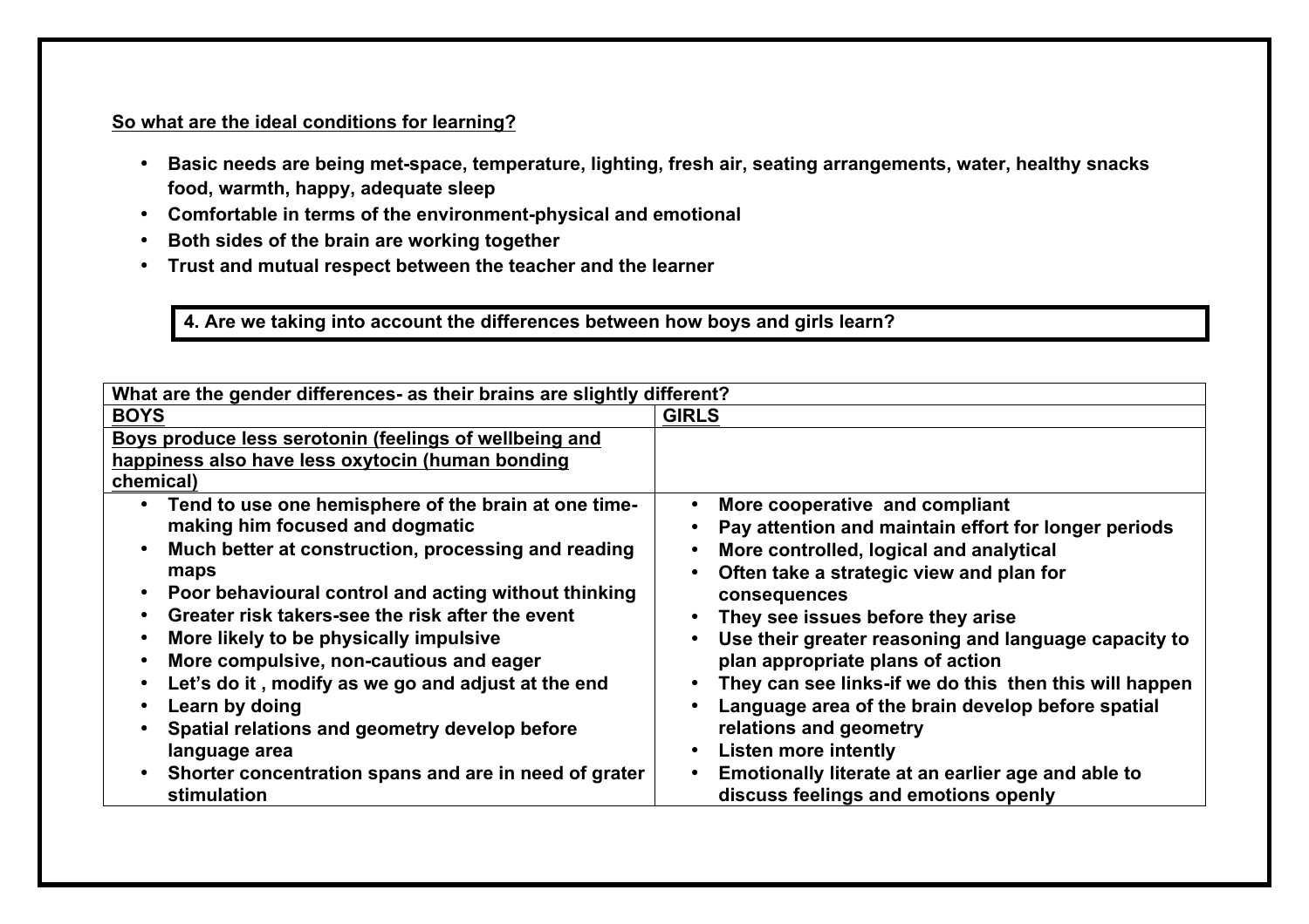**So what are the ideal conditions for learning?**

- **Basic needs are being met-space, temperature, lighting, fresh air, seating arrangements, water, healthy snacks food, warmth, happy, adequate sleep**
- **Comfortable in terms of the environment-physical and emotional**
- **Both sides of the brain are working together**
- **Trust and mutual respect between the teacher and the learner**

**4. Are we taking into account the differences between how boys and girls learn?**

| What are the gender differences- as their brains are slightly different? | |
|---|---|
| **BOYS** | **GIRLS** |
| **Boys produce less serotonin (feelings of wellbeing and happiness also have less oxytocin (human bonding chemical)** | |
| • Tend to use one hemisphere of the brain at one time-making him focused and dogmatic<br>• Much better at construction, processing and reading maps<br>• Poor behavioural control and acting without thinking<br>• Greater risk takers-see the risk after the event<br>• More likely to be physically impulsive<br>• More compulsive, non-cautious and eager<br>• Let's do it , modify as we go and adjust at the end<br>• Learn by doing<br>• Spatial relations and geometry develop before language area<br>• Shorter concentration spans and are in need of grater stimulation | • More cooperative and compliant<br>• Pay attention and maintain effort for longer periods<br>• More controlled, logical and analytical<br>• Often take a strategic view and plan for consequences<br>• They see issues before they arise<br>• Use their greater reasoning and language capacity to plan appropriate plans of action<br>• They can see links-if we do this then this will happen<br>• Language area of the brain develop before spatial relations and geometry<br>• Listen more intently<br>• Emotionally literate at an earlier age and able to discuss feelings and emotions openly |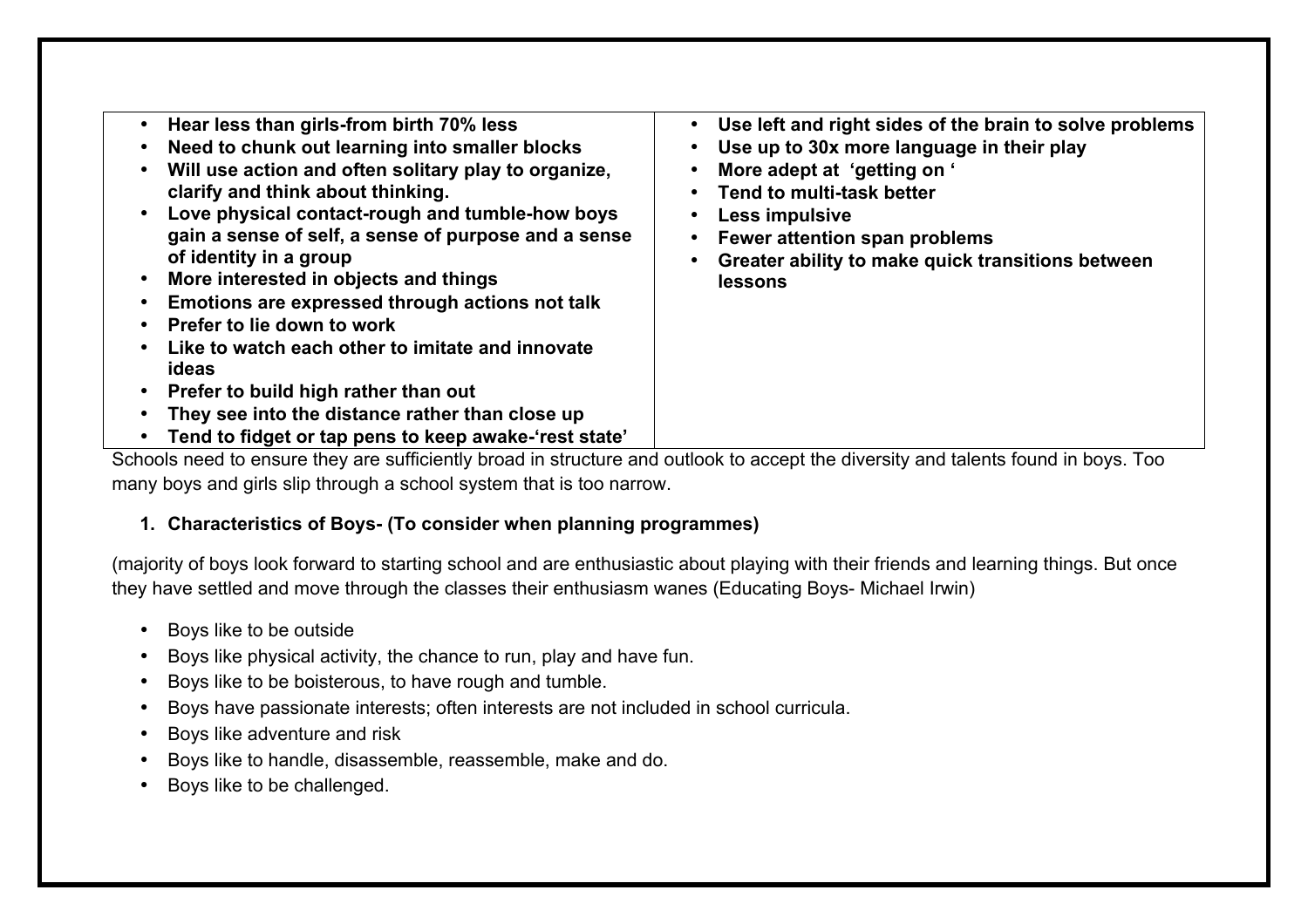| • Hear less than girls-from birth 70% less<br>• Need to chunk out learning into smaller blocks<br>• Will use action and often solitary play to organize, clarify and think about thinking.<br>• Love physical contact-rough and tumble-how boys gain a sense of self, a sense of purpose and a sense of identity in a group<br>• More interested in objects and things<br>• Emotions are expressed through actions not talk<br>• Prefer to lie down to work<br>• Like to watch each other to imitate and innovate ideas<br>• Prefer to build high rather than out<br>• They see into the distance rather than close up<br>• Tend to fidget or tap pens to keep awake-'rest state' | • Use left and right sides of the brain to solve problems<br>• Use up to 30x more language in their play<br>• More adept at 'getting on '<br>• Tend to multi-task better<br>• Less impulsive<br>• Fewer attention span problems<br>• Greater ability to make quick transitions between lessons |
|---|---|

Schools need to ensure they are sufficiently broad in structure and outlook to accept the diversity and talents found in boys. Too many boys and girls slip through a school system that is too narrow.

1. **Characteristics of Boys- (To consider when planning programmes)**

(majority of boys look forward to starting school and are enthusiastic about playing with their friends and learning things. But once they have settled and move through the classes their enthusiasm wanes (Educating Boys- Michael Irwin)

- Boys like to be outside
- Boys like physical activity, the chance to run, play and have fun.
- Boys like to be boisterous, to have rough and tumble.
- Boys have passionate interests; often interests are not included in school curricula.
- Boys like adventure and risk
- Boys like to handle, disassemble, reassemble, make and do.
- Boys like to be challenged.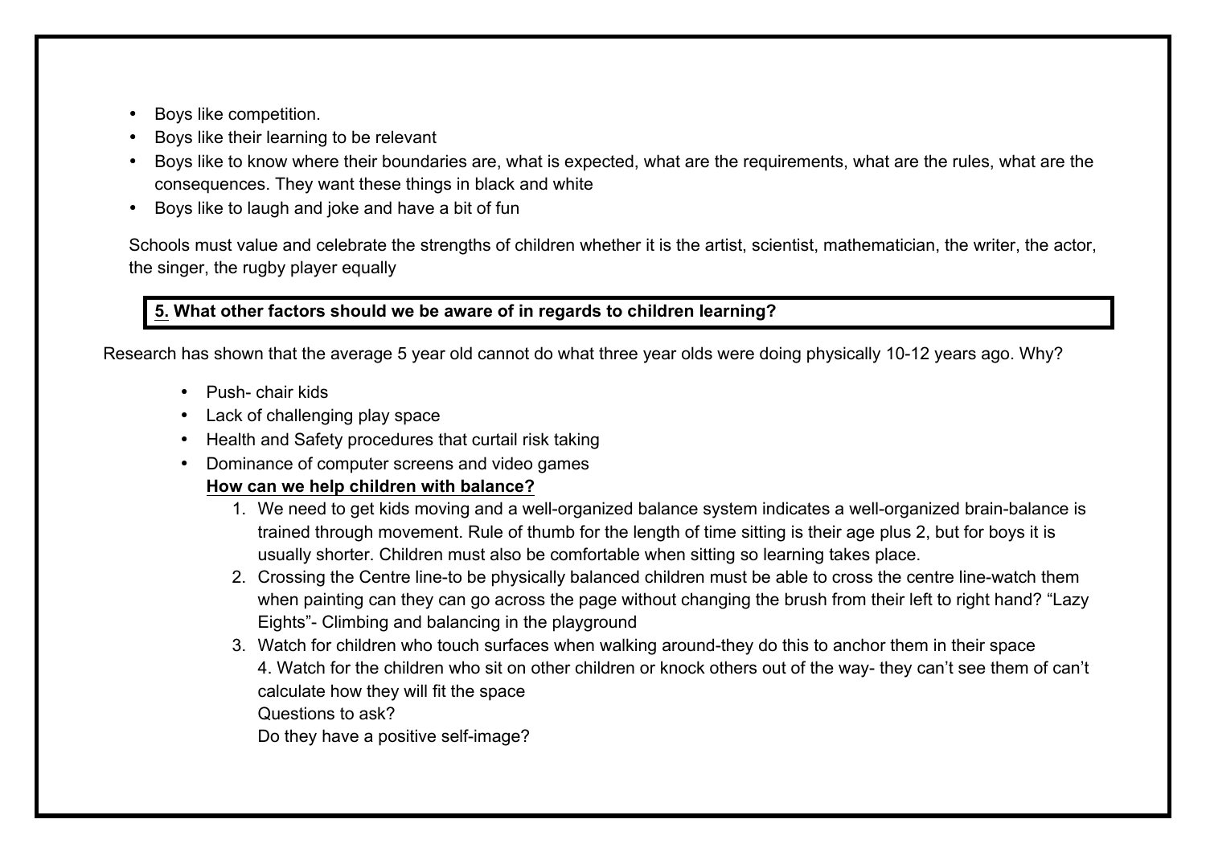- Boys like competition.
- Boys like their learning to be relevant
- Boys like to know where their boundaries are, what is expected, what are the requirements, what are the rules, what are the consequences. They want these things in black and white
- Boys like to laugh and joke and have a bit of fun

Schools must value and celebrate the strengths of children whether it is the artist, scientist, mathematician, the writer, the actor, the singer, the rugby player equally

**5. What other factors should we be aware of in regards to children learning?**

Research has shown that the average 5 year old cannot do what three year olds were doing physically 10-12 years ago. Why?

- Push- chair kids
- Lack of challenging play space
- Health and Safety procedures that curtail risk taking
- Dominance of computer screens and video games

**How can we help children with balance?**

1. We need to get kids moving and a well-organized balance system indicates a well-organized brain-balance is trained through movement. Rule of thumb for the length of time sitting is their age plus 2, but for boys it is usually shorter. Children must also be comfortable when sitting so learning takes place.
2. Crossing the Centre line-to be physically balanced children must be able to cross the centre line-watch them when painting can they can go across the page without changing the brush from their left to right hand? "Lazy Eights"- Climbing and balancing in the playground
3. Watch for children who touch surfaces when walking around-they do this to anchor them in their space
4. Watch for the children who sit on other children or knock others out of the way- they can't see them of can't calculate how they will fit the space

Questions to ask?

Do they have a positive self-image?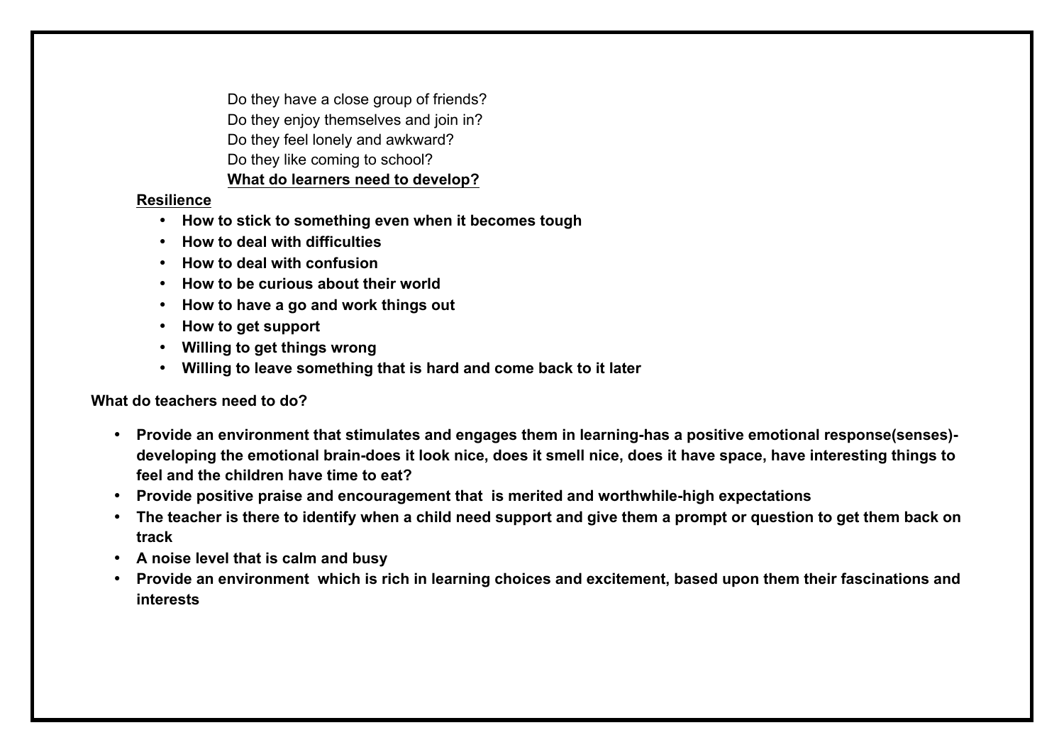Do they have a close group of friends?
Do they enjoy themselves and join in?
Do they feel lonely and awkward?
Do they like coming to school?

**What do learners need to develop?**

**Resilience**

- **How to stick to something even when it becomes tough**
- **How to deal with difficulties**
- **How to deal with confusion**
- **How to be curious about their world**
- **How to have a go and work things out**
- **How to get support**
- **Willing to get things wrong**
- **Willing to leave something that is hard and come back to it later**

**What do teachers need to do?**

- **Provide an environment that stimulates and engages them in learning-has a positive emotional response(senses)-developing the emotional brain-does it look nice, does it smell nice, does it have space, have interesting things to feel and the children have time to eat?**
- **Provide positive praise and encouragement that is merited and worthwhile-high expectations**
- **The teacher is there to identify when a child need support and give them a prompt or question to get them back on track**
- **A noise level that is calm and busy**
- **Provide an environment which is rich in learning choices and excitement, based upon them their fascinations and interests**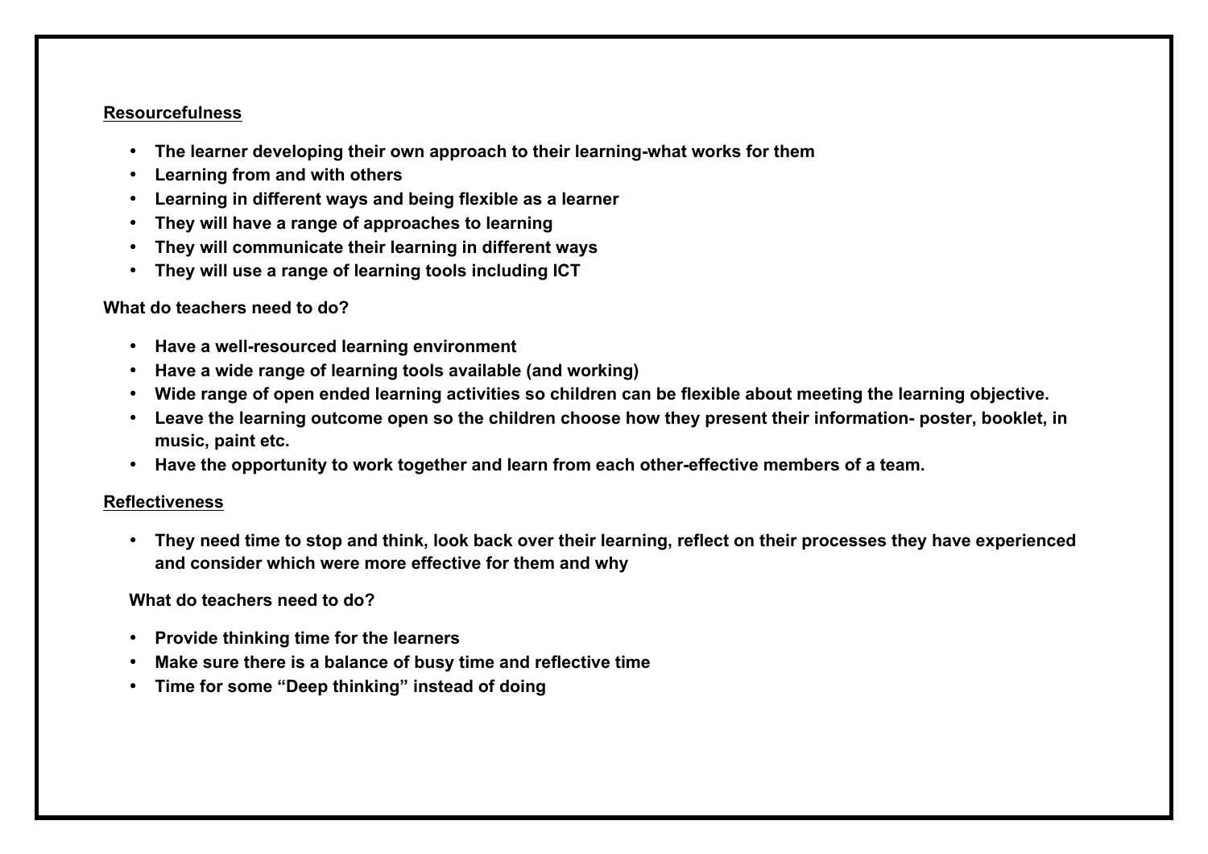**<u>Resourcefulness</u>**

- **The learner developing their own approach to their learning-what works for them**
- **Learning from and with others**
- **Learning in different ways and being flexible as a learner**
- **They will have a range of approaches to learning**
- **They will communicate their learning in different ways**
- **They will use a range of learning tools including ICT**

**What do teachers need to do?**

- **Have a well-resourced learning environment**
- **Have a wide range of learning tools available (and working)**
- **Wide range of open ended learning activities so children can be flexible about meeting the learning objective.**
- **Leave the learning outcome open so the children choose how they present their information- poster, booklet, in music, paint etc.**
- **Have the opportunity to work together and learn from each other-effective members of a team.**

**<u>Reflectiveness</u>**

- **They need time to stop and think, look back over their learning, reflect on their processes they have experienced and consider which were more effective for them and why**

**What do teachers need to do?**

- **Provide thinking time for the learners**
- **Make sure there is a balance of busy time and reflective time**
- **Time for some "Deep thinking" instead of doing**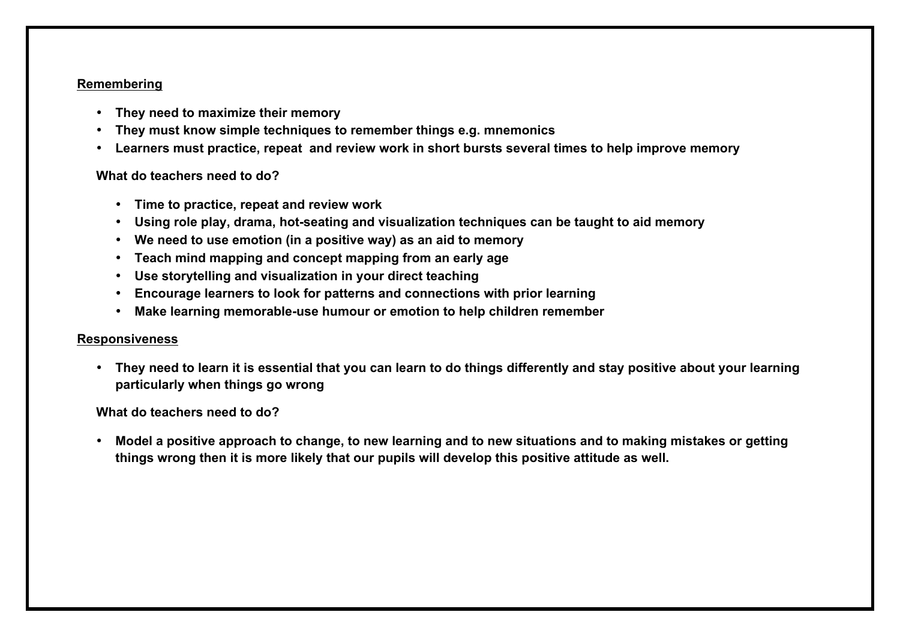## Remembering

- **They need to maximize their memory**
- **They must know simple techniques to remember things e.g. mnemonics**
- **Learners must practice, repeat and review work in short bursts several times to help improve memory**

**What do teachers need to do?**

- **Time to practice, repeat and review work**
- **Using role play, drama, hot-seating and visualization techniques can be taught to aid memory**
- **We need to use emotion (in a positive way) as an aid to memory**
- **Teach mind mapping and concept mapping from an early age**
- **Use storytelling and visualization in your direct teaching**
- **Encourage learners to look for patterns and connections with prior learning**
- **Make learning memorable-use humour or emotion to help children remember**

## Responsiveness

- **They need to learn it is essential that you can learn to do things differently and stay positive about your learning particularly when things go wrong**

**What do teachers need to do?**

- **Model a positive approach to change, to new learning and to new situations and to making mistakes or getting things wrong then it is more likely that our pupils will develop this positive attitude as well.**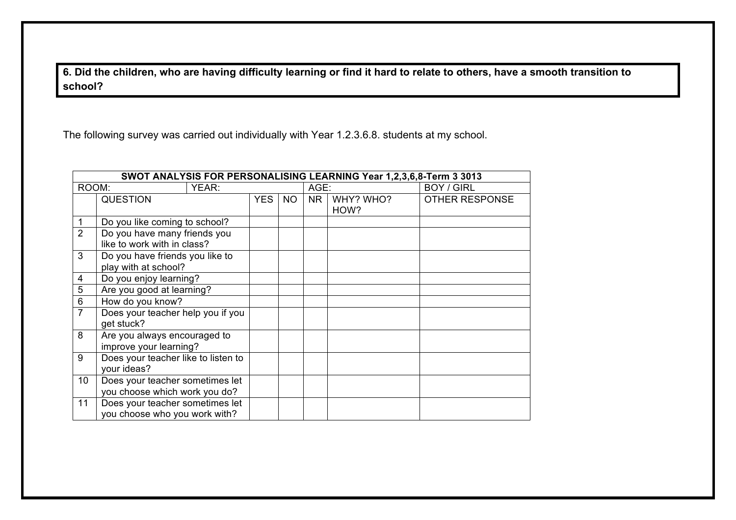**6. Did the children, who are having difficulty learning or find it hard to relate to others, have a smooth transition to school?**

The following survey was carried out individually with Year 1.2.3.6.8. students at my school.

| SWOT ANALYSIS FOR PERSONALISING LEARNING Year 1,2,3,6,8-Term 3 3013 | | | | | | |
|---|---|---|---|---|---|---|
| ROOM: | YEAR: | | | AGE: | | BOY / GIRL |
| | QUESTION | YES | NO | NR | WHY? WHO? HOW? | OTHER RESPONSE |
| 1 | Do you like coming to school? | | | | | |
| 2 | Do you have many friends you like to work with in class? | | | | | |
| 3 | Do you have friends you like to play with at school? | | | | | |
| 4 | Do you enjoy learning? | | | | | |
| 5 | Are you good at learning? | | | | | |
| 6 | How do you know? | | | | | |
| 7 | Does your teacher help you if you get stuck? | | | | | |
| 8 | Are you always encouraged to improve your learning? | | | | | |
| 9 | Does your teacher like to listen to your ideas? | | | | | |
| 10 | Does your teacher sometimes let you choose which work you do? | | | | | |
| 11 | Does your teacher sometimes let you choose who you work with? | | | | | |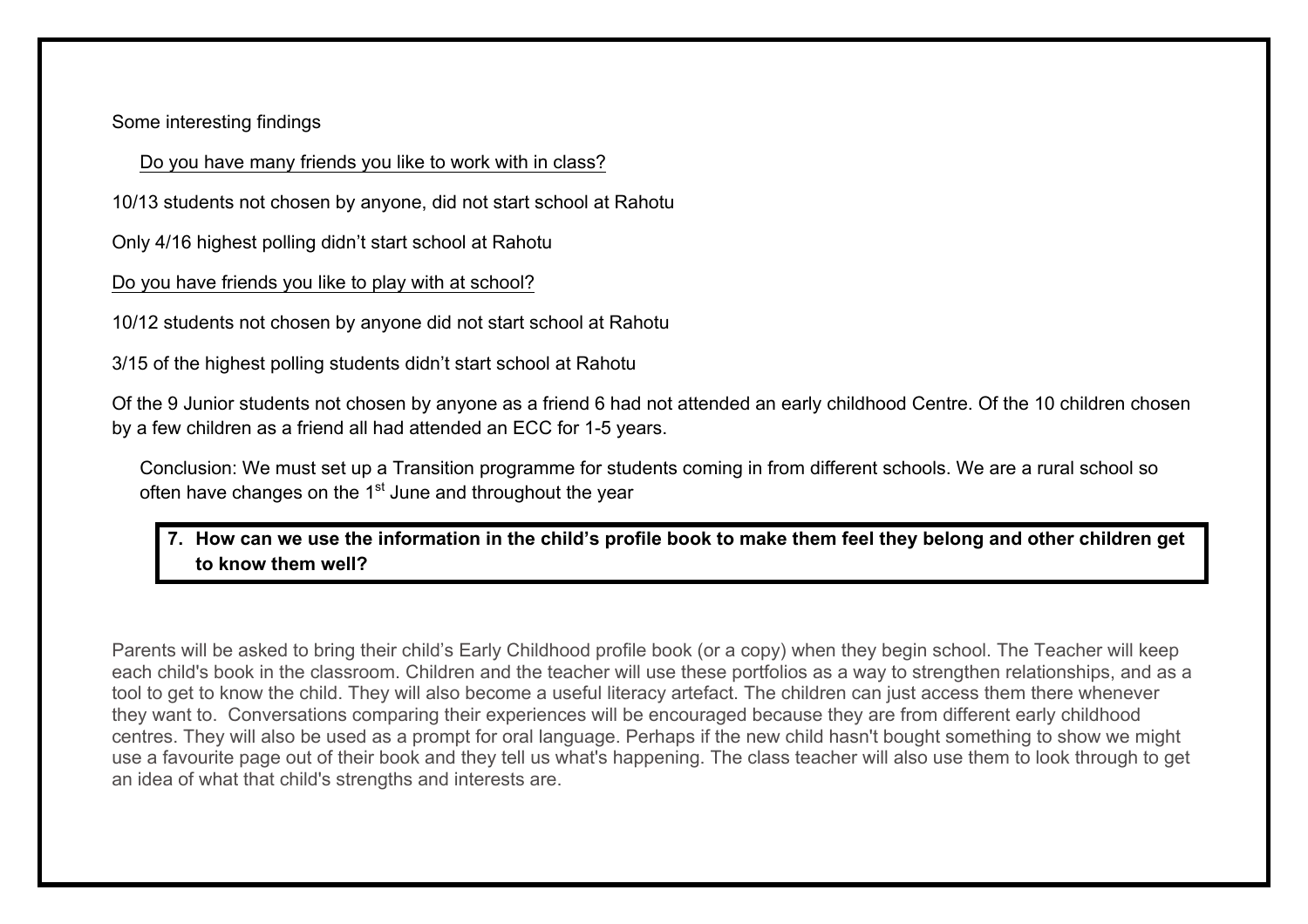Some interesting findings

Do you have many friends you like to work with in class?

10/13 students not chosen by anyone, did not start school at Rahotu

Only 4/16 highest polling didn't start school at Rahotu

Do you have friends you like to play with at school?

10/12 students not chosen by anyone did not start school at Rahotu

3/15 of the highest polling students didn't start school at Rahotu

Of the 9 Junior students not chosen by anyone as a friend 6 had not attended an early childhood Centre. Of the 10 children chosen by a few children as a friend all had attended an ECC for 1-5 years.

Conclusion: We must set up a Transition programme for students coming in from different schools. We are a rural school so often have changes on the 1st June and throughout the year

**7. How can we use the information in the child's profile book to make them feel they belong and other children get to know them well?**

Parents will be asked to bring their child's Early Childhood profile book (or a copy) when they begin school. The Teacher will keep each child's book in the classroom. Children and the teacher will use these portfolios as a way to strengthen relationships, and as a tool to get to know the child. They will also become a useful literacy artefact. The children can just access them there whenever they want to. Conversations comparing their experiences will be encouraged because they are from different early childhood centres. They will also be used as a prompt for oral language. Perhaps if the new child hasn't bought something to show we might use a favourite page out of their book and they tell us what's happening. The class teacher will also use them to look through to get an idea of what that child's strengths and interests are.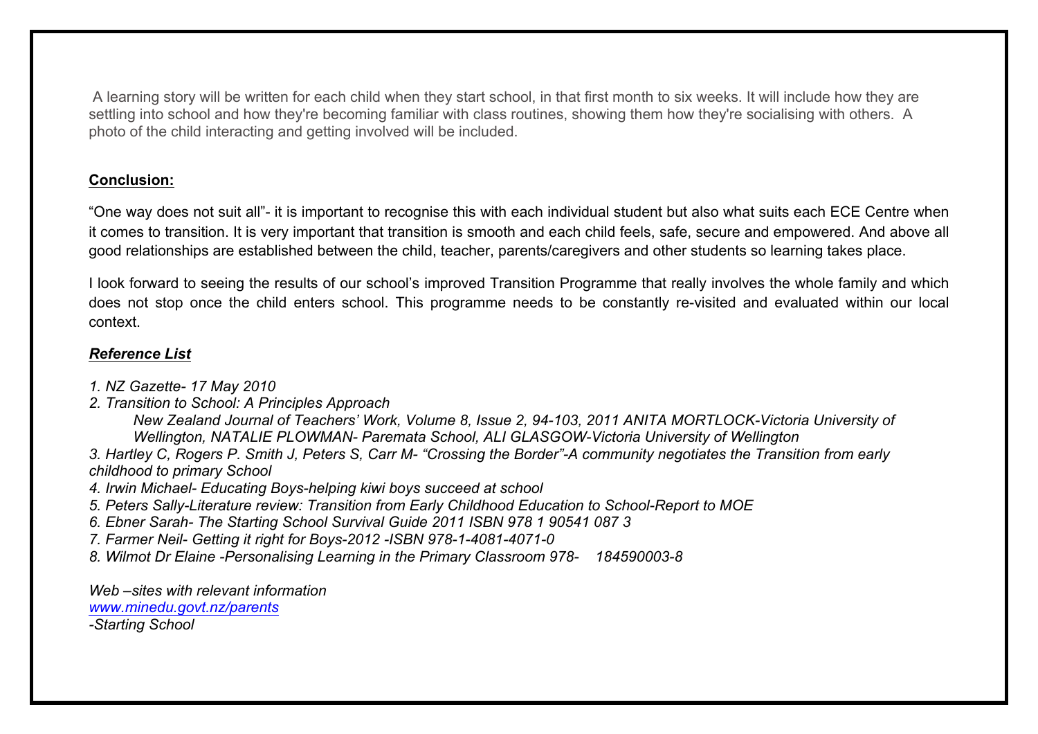A learning story will be written for each child when they start school, in that first month to six weeks. It will include how they are settling into school and how they're becoming familiar with class routines, showing them how they're socialising with others. A photo of the child interacting and getting involved will be included.

**Conclusion:**

"One way does not suit all"- it is important to recognise this with each individual student but also what suits each ECE Centre when it comes to transition. It is very important that transition is smooth and each child feels, safe, secure and empowered. And above all good relationships are established between the child, teacher, parents/caregivers and other students so learning takes place.

I look forward to seeing the results of our school's improved Transition Programme that really involves the whole family and which does not stop once the child enters school. This programme needs to be constantly re-visited and evaluated within our local context.

***Reference List***

*1. NZ Gazette- 17 May 2010*

*2. Transition to School: A Principles Approach*
*New Zealand Journal of Teachers' Work, Volume 8, Issue 2, 94-103, 2011 ANITA MORTLOCK-Victoria University of Wellington, NATALIE PLOWMAN- Paremata School, ALI GLASGOW-Victoria University of Wellington*

*3. Hartley C, Rogers P. Smith J, Peters S, Carr M- "Crossing the Border"-A community negotiates the Transition from early childhood to primary School*

*4. Irwin Michael- Educating Boys-helping kiwi boys succeed at school*

*5. Peters Sally-Literature review: Transition from Early Childhood Education to School-Report to MOE*

*6. Ebner Sarah- The Starting School Survival Guide 2011 ISBN 978 1 90541 087 3*

*7. Farmer Neil- Getting it right for Boys-2012 -ISBN 978-1-4081-4071-0*

*8. Wilmot Dr Elaine -Personalising Learning in the Primary Classroom 978- 184590003-8*

*Web –sites with relevant information*
*www.minedu.govt.nz/parents*
*-Starting School*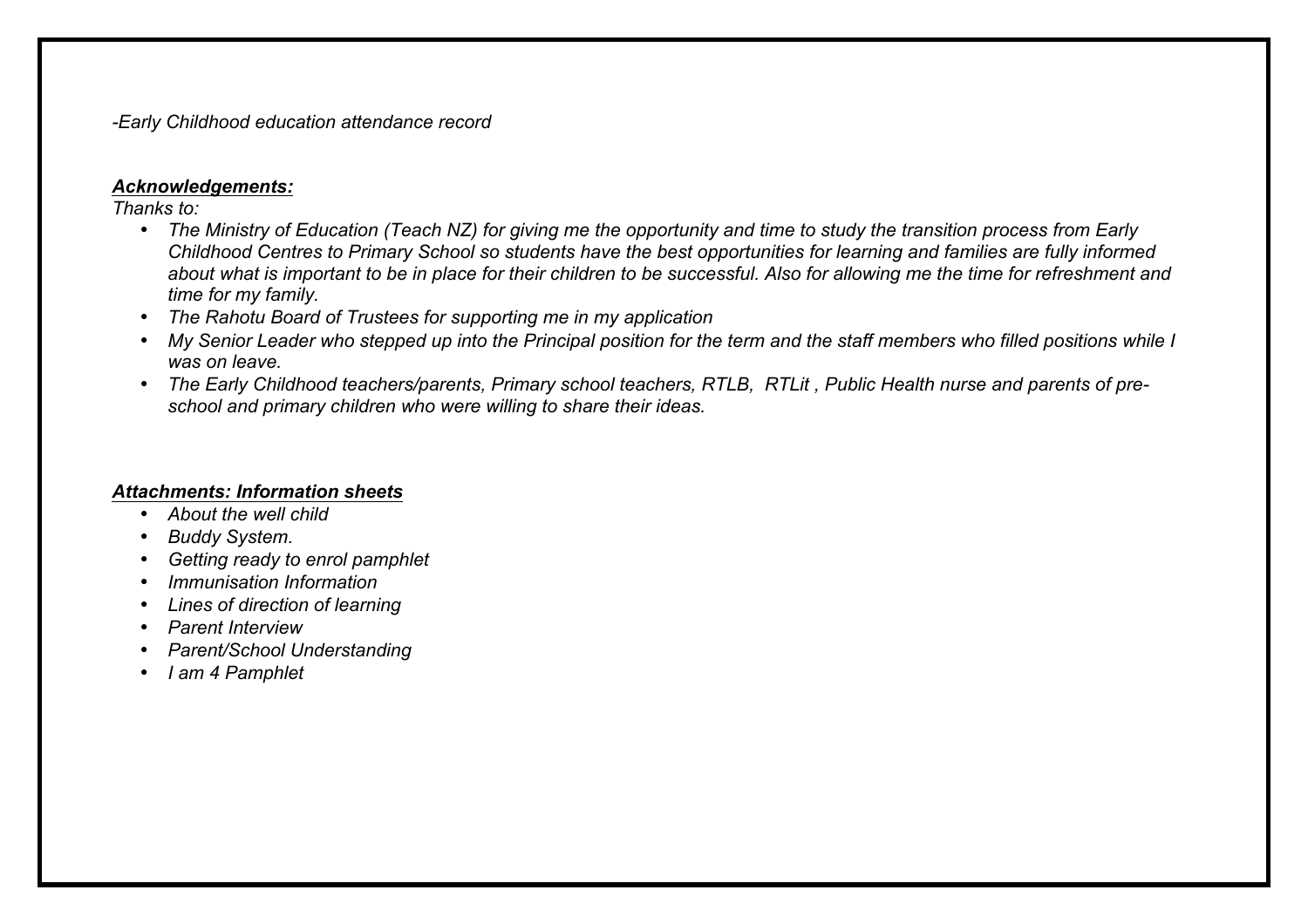*-Early Childhood education attendance record*

***Acknowledgements:***

*Thanks to:*

- *The Ministry of Education (Teach NZ) for giving me the opportunity and time to study the transition process from Early Childhood Centres to Primary School so students have the best opportunities for learning and families are fully informed about what is important to be in place for their children to be successful. Also for allowing me the time for refreshment and time for my family.*
- *The Rahotu Board of Trustees for supporting me in my application*
- *My Senior Leader who stepped up into the Principal position for the term and the staff members who filled positions while I was on leave.*
- *The Early Childhood teachers/parents, Primary school teachers, RTLB, RTLit , Public Health nurse and parents of pre-school and primary children who were willing to share their ideas.*

***Attachments: Information sheets***

- *About the well child*
- *Buddy System.*
- *Getting ready to enrol pamphlet*
- *Immunisation Information*
- *Lines of direction of learning*
- *Parent Interview*
- *Parent/School Understanding*
- *I am 4 Pamphlet*